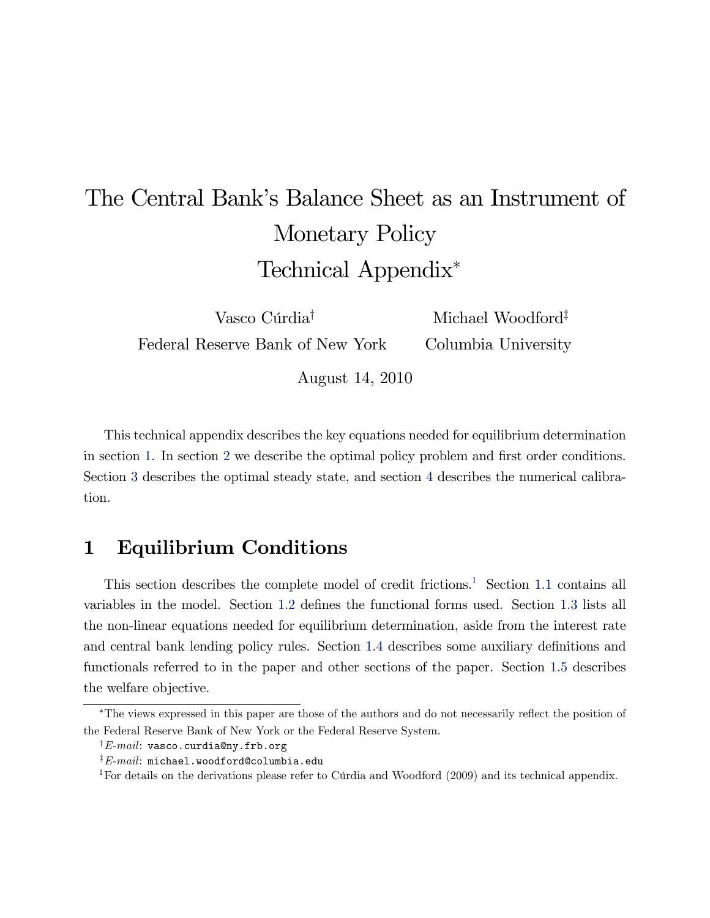# The Central Bank's Balance Sheet as an Instrument of Monetary Policy Technical Appendix[*]

Vasco Cúrdia[†] — Federal Reserve Bank of New York

Michael Woodford[‡] — Columbia University

August 14, 2010

This technical appendix describes the key equations needed for equilibrium determination in section 1. In section 2 we describe the optimal policy problem and first order conditions. Section 3 describes the optimal steady state, and section 4 describes the numerical calibration.

## 1 Equilibrium Conditions

This section describes the complete model of credit frictions.[1] Section 1.1 contains all variables in the model. Section 1.2 defines the functional forms used. Section 1.3 lists all the non-linear equations needed for equilibrium determination, aside from the interest rate and central bank lending policy rules. Section 1.4 describes some auxiliary definitions and functionals referred to in the paper and other sections of the paper. Section 1.5 describes the welfare objective.

---

[*] The views expressed in this paper are those of the authors and do not necessarily reflect the position of the Federal Reserve Bank of New York or the Federal Reserve System.

[†] *E-mail*: `vasco.curdia@ny.frb.org`

[‡] *E-mail*: `michael.woodford@columbia.edu`

[1] For details on the derivations please refer to Cúrdia and Woodford (2009) and its technical appendix.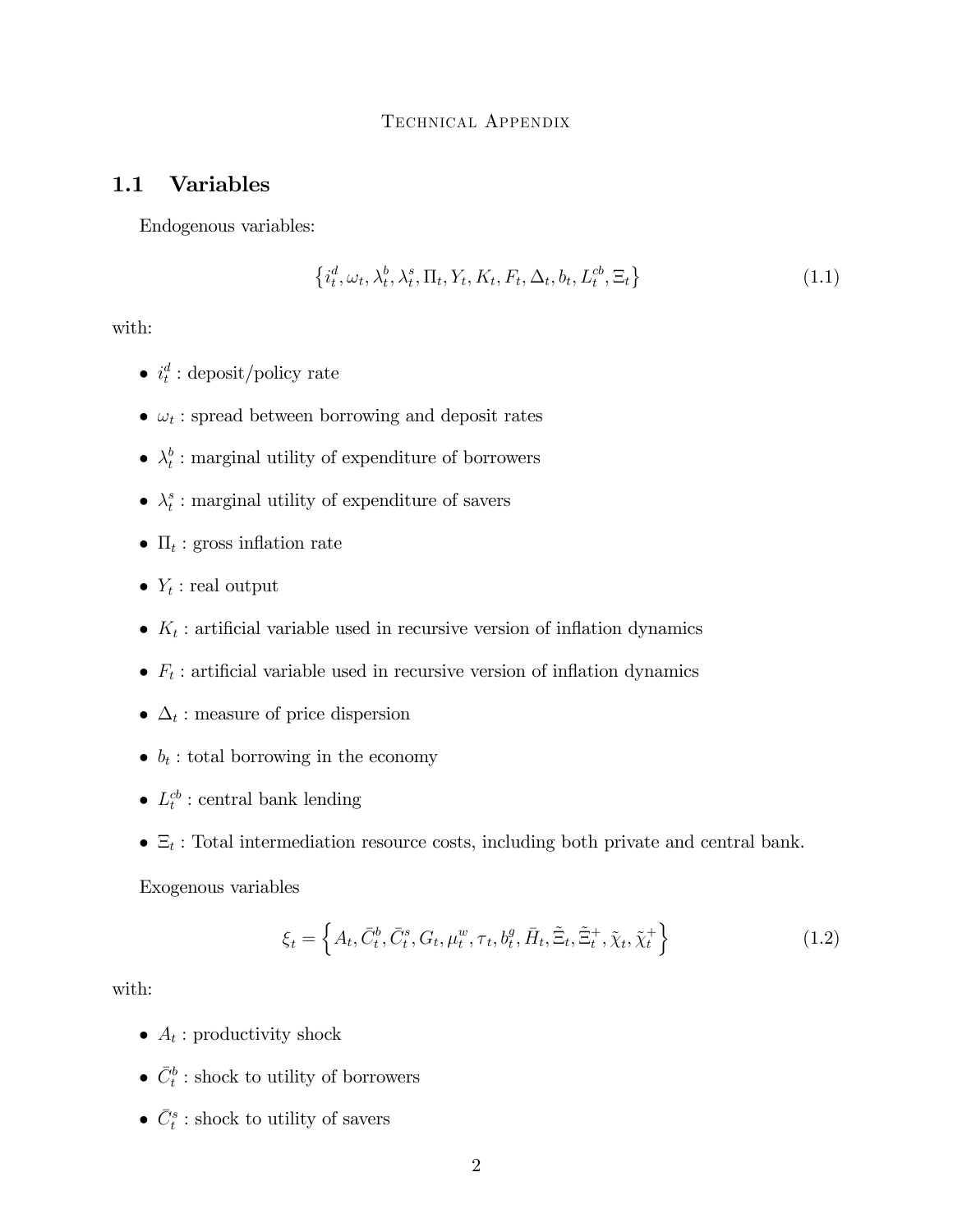Technical Appendix

## 1.1 Variables

Endogenous variables:

$$\left\{i_t^d, \omega_t, \lambda_t^b, \lambda_t^s, \Pi_t, Y_t, K_t, F_t, \Delta_t, b_t, L_t^{cb}, \Xi_t\right\} \tag{1.1}$$

with:

- $i_t^d$ : deposit/policy rate
- $\omega_t$ : spread between borrowing and deposit rates
- $\lambda_t^b$ : marginal utility of expenditure of borrowers
- $\lambda_t^s$ : marginal utility of expenditure of savers
- $\Pi_t$ : gross inflation rate
- $Y_t$ : real output
- $K_t$ : artificial variable used in recursive version of inflation dynamics
- $F_t$ : artificial variable used in recursive version of inflation dynamics
- $\Delta_t$ : measure of price dispersion
- $b_t$ : total borrowing in the economy
- $L_t^{cb}$ : central bank lending
- $\Xi_t$ : Total intermediation resource costs, including both private and central bank.

Exogenous variables

$$\xi_t = \left\{A_t, \bar{C}_t^b, \bar{C}_t^s, G_t, \mu_t^w, \tau_t, b_t^g, \bar{H}_t, \tilde{\Xi}_t, \tilde{\Xi}_t^+, \tilde{\chi}_t, \tilde{\chi}_t^+\right\} \tag{1.2}$$

with:

- $A_t$ : productivity shock
- $\bar{C}_t^b$ : shock to utility of borrowers
- $\bar{C}_t^s$ : shock to utility of savers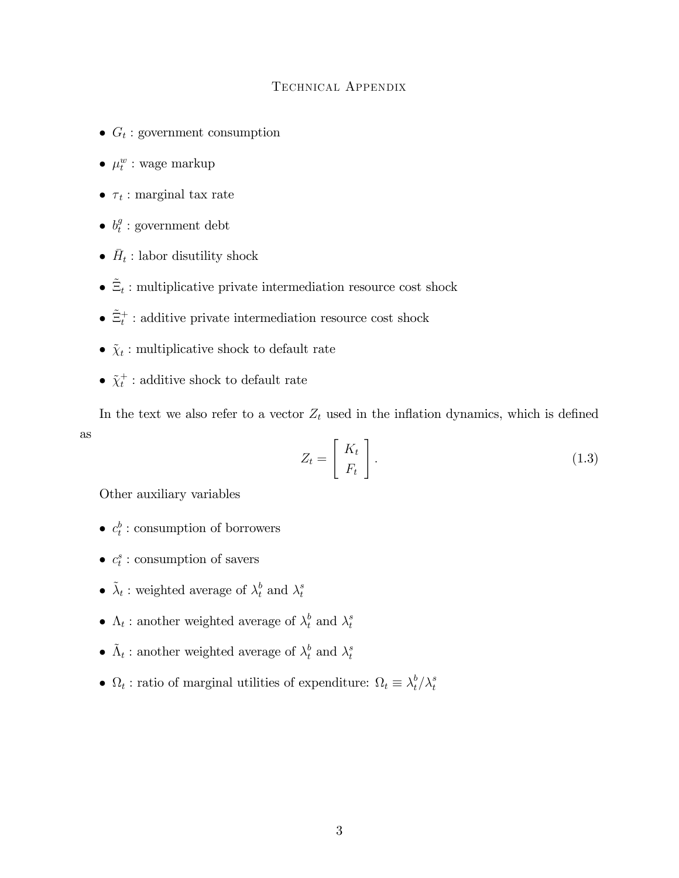- $G_t$ : government consumption
- $\mu_t^w$ : wage markup
- $\tau_t$ : marginal tax rate
- $b_t^g$ : government debt
- $\bar{H}_t$ : labor disutility shock
- $\tilde{\Xi}_t$ : multiplicative private intermediation resource cost shock
- $\tilde{\Xi}_t^+$ : additive private intermediation resource cost shock
- $\tilde{\chi}_t$ : multiplicative shock to default rate
- $\tilde{\chi}_t^+$ : additive shock to default rate

In the text we also refer to a vector $Z_t$ used in the inflation dynamics, which is defined as

$$Z_t = \begin{bmatrix} K_t \\ F_t \end{bmatrix}. \tag{1.3}$$

Other auxiliary variables

- $c_t^b$ : consumption of borrowers
- $c_t^s$ : consumption of savers
- $\tilde{\lambda}_t$ : weighted average of $\lambda_t^b$ and $\lambda_t^s$
- $\Lambda_t$ : another weighted average of $\lambda_t^b$ and $\lambda_t^s$
- $\tilde{\Lambda}_t$ : another weighted average of $\lambda_t^b$ and $\lambda_t^s$
- $\Omega_t$ : ratio of marginal utilities of expenditure: $\Omega_t \equiv \lambda_t^b/\lambda_t^s$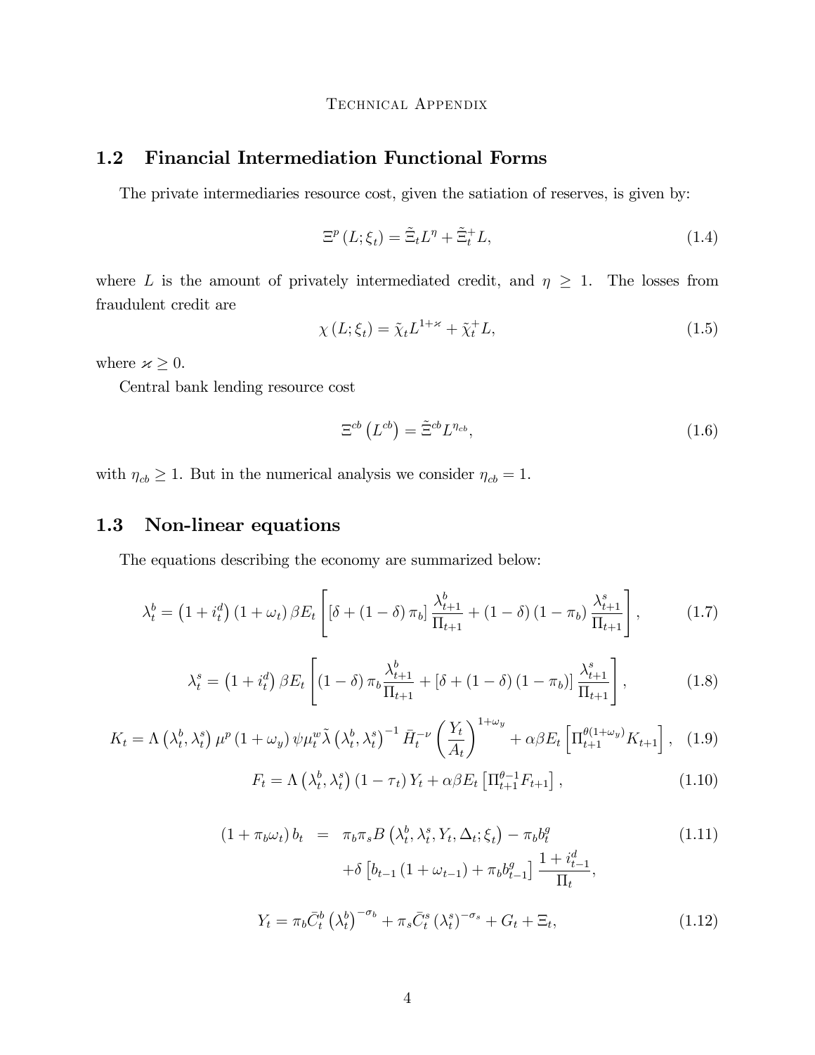## 1.2 Financial Intermediation Functional Forms

The private intermediaries resource cost, given the satiation of reserves, is given by:

$$\Xi^p(L;\xi_t) = \tilde{\Xi}_t L^\eta + \tilde{\Xi}_t^+ L, \tag{1.4}$$

where $L$ is the amount of privately intermediated credit, and $\eta \geq 1$. The losses from fraudulent credit are

$$\chi(L;\xi_t) = \tilde{\chi}_t L^{1+\varkappa} + \tilde{\chi}_t^+ L, \tag{1.5}$$

where $\varkappa \geq 0$.

Central bank lending resource cost

$$\Xi^{cb}\left(L^{cb}\right) = \tilde{\Xi}^{cb} L^{\eta_{cb}}, \tag{1.6}$$

with $\eta_{cb} \geq 1$. But in the numerical analysis we consider $\eta_{cb} = 1$.

## 1.3 Non-linear equations

The equations describing the economy are summarized below:

$$\lambda_t^b = \left(1+i_t^d\right)(1+\omega_t)\beta E_t\left[\left[\delta + (1-\delta)\pi_b\right]\frac{\lambda_{t+1}^b}{\Pi_{t+1}} + (1-\delta)(1-\pi_b)\frac{\lambda_{t+1}^s}{\Pi_{t+1}}\right], \tag{1.7}$$

$$\lambda_t^s = \left(1+i_t^d\right)\beta E_t\left[(1-\delta)\pi_b\frac{\lambda_{t+1}^b}{\Pi_{t+1}} + \left[\delta + (1-\delta)(1-\pi_b)\right]\frac{\lambda_{t+1}^s}{\Pi_{t+1}}\right], \tag{1.8}$$

$$K_t = \Lambda\left(\lambda_t^b,\lambda_t^s\right)\mu^p(1+\omega_y)\psi\mu_t^w\tilde{\lambda}\left(\lambda_t^b,\lambda_t^s\right)^{-1}\bar{H}_t^{-\nu}\left(\frac{Y_t}{A_t}\right)^{1+\omega_y} + \alpha\beta E_t\left[\Pi_{t+1}^{\theta(1+\omega_y)}K_{t+1}\right], \tag{1.9}$$

$$F_t = \Lambda\left(\lambda_t^b,\lambda_t^s\right)(1-\tau_t)Y_t + \alpha\beta E_t\left[\Pi_{t+1}^{\theta-1}F_{t+1}\right], \tag{1.10}$$

$$\begin{aligned}(1+\pi_b\omega_t)b_t &= \pi_b\pi_s B\left(\lambda_t^b,\lambda_t^s,Y_t,\Delta_t;\xi_t\right) - \pi_b b_t^g \\ &\quad + \delta\left[b_{t-1}(1+\omega_{t-1}) + \pi_b b_{t-1}^g\right]\frac{1+i_{t-1}^d}{\Pi_t},\end{aligned} \tag{1.11}$$

$$Y_t = \pi_b\bar{C}_t^b\left(\lambda_t^b\right)^{-\sigma_b} + \pi_s\bar{C}_t^s\left(\lambda_t^s\right)^{-\sigma_s} + G_t + \Xi_t, \tag{1.12}$$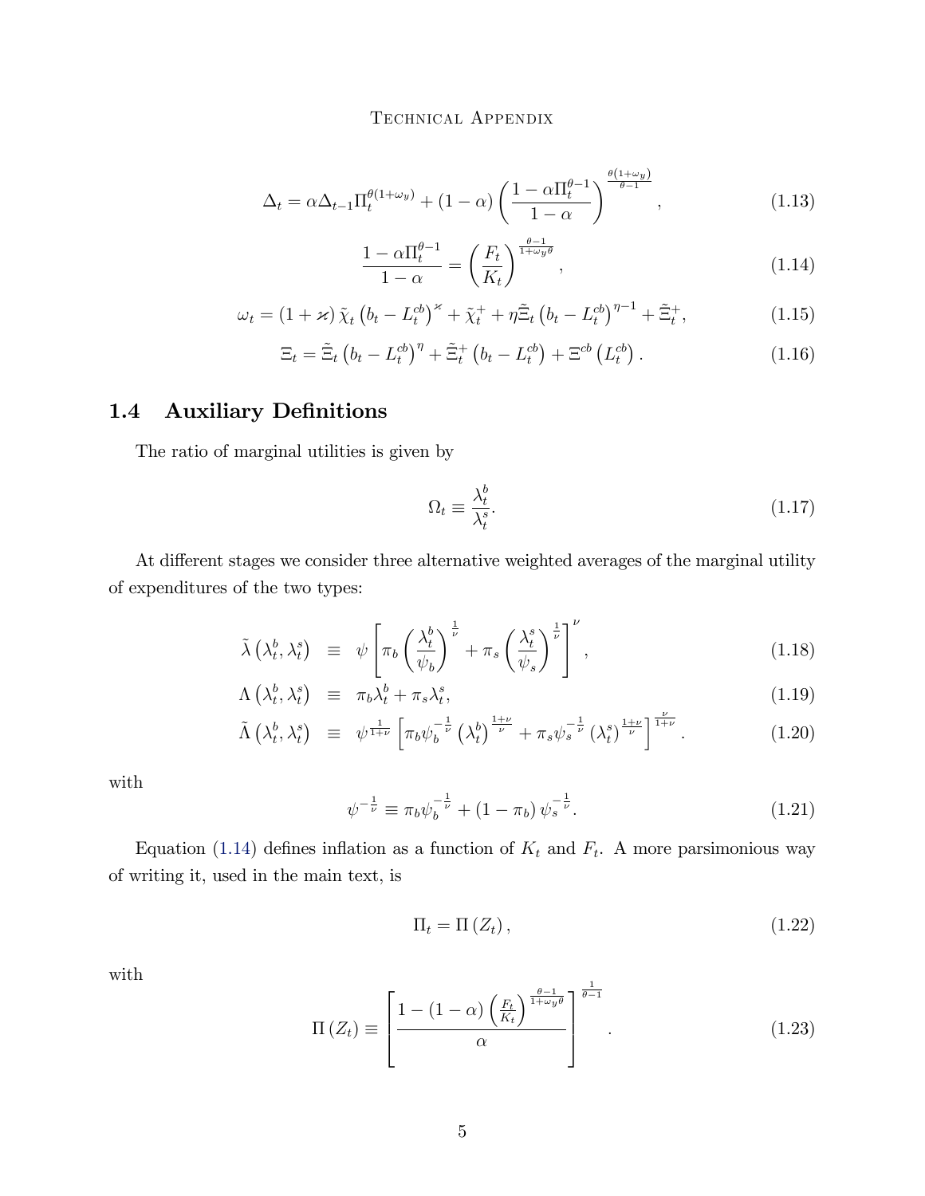$$\Delta_t = \alpha \Delta_{t-1} \Pi_t^{\theta(1+\omega_y)} + (1-\alpha) \left( \frac{1 - \alpha \Pi_t^{\theta-1}}{1-\alpha} \right)^{\frac{\theta(1+\omega_y)}{\theta-1}}, \tag{1.13}$$

$$\frac{1 - \alpha \Pi_t^{\theta-1}}{1-\alpha} = \left( \frac{F_t}{K_t} \right)^{\frac{\theta-1}{1+\omega_y \theta}}, \tag{1.14}$$

$$\omega_t = (1+\varkappa) \tilde{\chi}_t \left( b_t - L_t^{cb} \right)^{\varkappa} + \tilde{\chi}_t^{+} + \eta \tilde{\Xi}_t \left( b_t - L_t^{cb} \right)^{\eta-1} + \tilde{\Xi}_t^{+}, \tag{1.15}$$

$$\Xi_t = \tilde{\Xi}_t \left( b_t - L_t^{cb} \right)^{\eta} + \tilde{\Xi}_t^{+} \left( b_t - L_t^{cb} \right) + \Xi^{cb} \left( L_t^{cb} \right). \tag{1.16}$$

## 1.4 Auxiliary Definitions

The ratio of marginal utilities is given by

$$\Omega_t \equiv \frac{\lambda_t^b}{\lambda_t^s}. \tag{1.17}$$

At different stages we consider three alternative weighted averages of the marginal utility of expenditures of the two types:

$$\tilde{\lambda}\left(\lambda_t^b, \lambda_t^s\right) \equiv \psi \left[ \pi_b \left( \frac{\lambda_t^b}{\psi_b} \right)^{\frac{1}{\nu}} + \pi_s \left( \frac{\lambda_t^s}{\psi_s} \right)^{\frac{1}{\nu}} \right]^{\nu}, \tag{1.18}$$

$$\Lambda\left(\lambda_t^b, \lambda_t^s\right) \equiv \pi_b \lambda_t^b + \pi_s \lambda_t^s, \tag{1.19}$$

$$\tilde{\Lambda}\left(\lambda_t^b, \lambda_t^s\right) \equiv \psi^{\frac{1}{1+\nu}} \left[ \pi_b \psi_b^{-\frac{1}{\nu}} \left(\lambda_t^b\right)^{\frac{1+\nu}{\nu}} + \pi_s \psi_s^{-\frac{1}{\nu}} \left(\lambda_t^s\right)^{\frac{1+\nu}{\nu}} \right]^{\frac{\nu}{1+\nu}}. \tag{1.20}$$

with

$$\psi^{-\frac{1}{\nu}} \equiv \pi_b \psi_b^{-\frac{1}{\nu}} + (1-\pi_b) \psi_s^{-\frac{1}{\nu}}. \tag{1.21}$$

Equation (1.14) defines inflation as a function of $K_t$ and $F_t$. A more parsimonious way of writing it, used in the main text, is

$$\Pi_t = \Pi\left(Z_t\right), \tag{1.22}$$

with

$$\Pi\left(Z_t\right) \equiv \left[ \frac{1 - (1-\alpha) \left( \frac{F_t}{K_t} \right)^{\frac{\theta-1}{1+\omega_y \theta}}}{\alpha} \right]^{\frac{1}{\theta-1}}. \tag{1.23}$$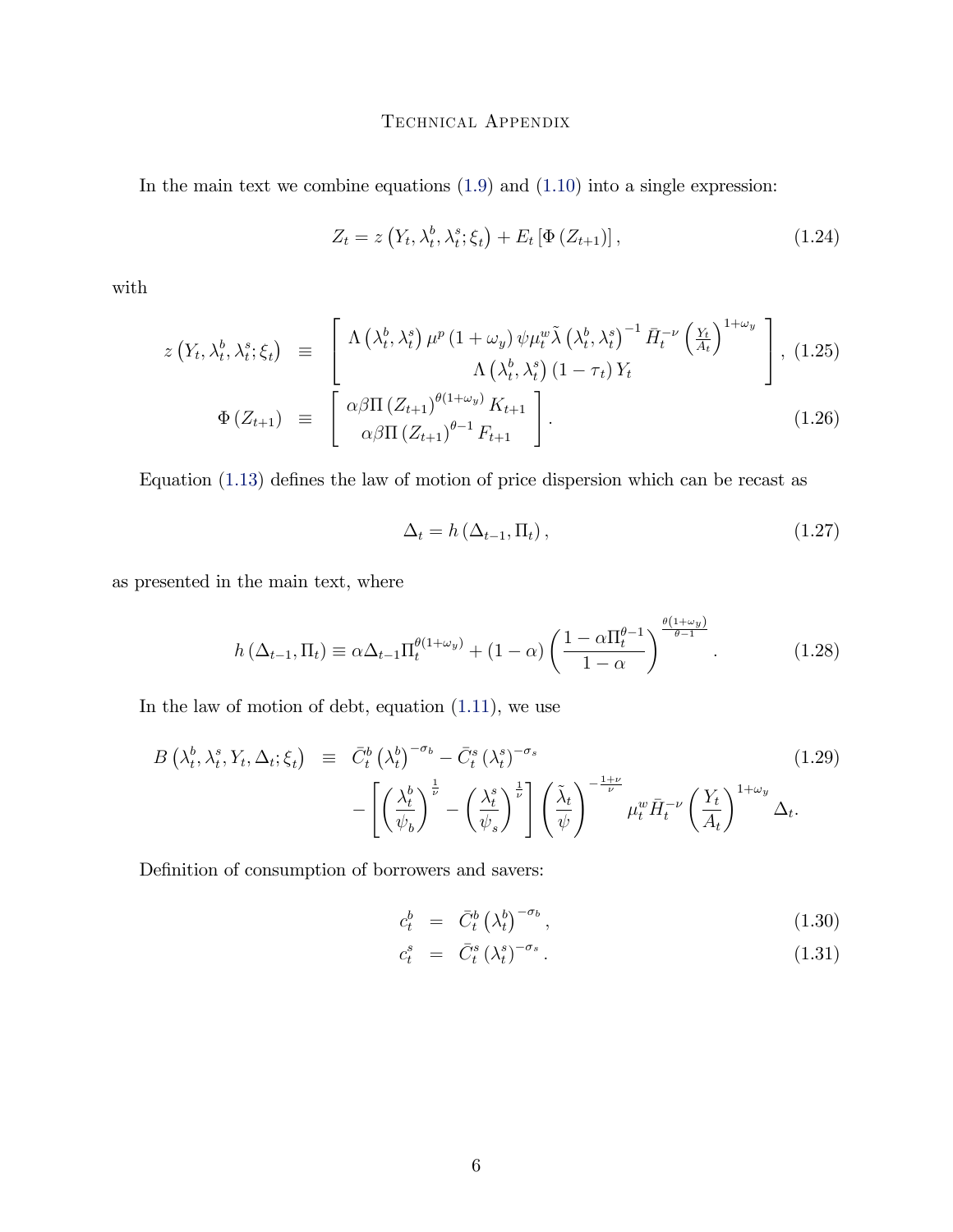In the main text we combine equations (1.9) and (1.10) into a single expression:

$$Z_t = z\left(Y_t, \lambda_t^b, \lambda_t^s; \xi_t\right) + E_t\left[\Phi\left(Z_{t+1}\right)\right], \tag{1.24}$$

with

$$z\left(Y_t, \lambda_t^b, \lambda_t^s; \xi_t\right) \equiv \begin{bmatrix} \Lambda\left(\lambda_t^b, \lambda_t^s\right)\mu^p\left(1+\omega_y\right)\psi\mu_t^w\tilde{\lambda}\left(\lambda_t^b, \lambda_t^s\right)^{-1}\bar{H}_t^{-\nu}\left(\frac{Y_t}{A_t}\right)^{1+\omega_y} \\ \Lambda\left(\lambda_t^b, \lambda_t^s\right)\left(1-\tau_t\right)Y_t \end{bmatrix}, \tag{1.25}$$

$$\Phi\left(Z_{t+1}\right) \equiv \begin{bmatrix} \alpha\beta\Pi\left(Z_{t+1}\right)^{\theta(1+\omega_y)}K_{t+1} \\ \alpha\beta\Pi\left(Z_{t+1}\right)^{\theta-1}F_{t+1} \end{bmatrix}. \tag{1.26}$$

Equation (1.13) defines the law of motion of price dispersion which can be recast as

$$\Delta_t = h\left(\Delta_{t-1}, \Pi_t\right), \tag{1.27}$$

as presented in the main text, where

$$h\left(\Delta_{t-1}, \Pi_t\right) \equiv \alpha\Delta_{t-1}\Pi_t^{\theta(1+\omega_y)} + (1-\alpha)\left(\frac{1-\alpha\Pi_t^{\theta-1}}{1-\alpha}\right)^{\frac{\theta(1+\omega_y)}{\theta-1}}. \tag{1.28}$$

In the law of motion of debt, equation (1.11), we use

$$\begin{aligned} B\left(\lambda_t^b, \lambda_t^s, Y_t, \Delta_t; \xi_t\right) \equiv\ & \bar{C}_t^b\left(\lambda_t^b\right)^{-\sigma_b} - \bar{C}_t^s\left(\lambda_t^s\right)^{-\sigma_s} \\ & -\left[\left(\frac{\lambda_t^b}{\psi_b}\right)^{\frac{1}{\nu}} - \left(\frac{\lambda_t^s}{\psi_s}\right)^{\frac{1}{\nu}}\right]\left(\frac{\tilde{\lambda}_t}{\psi}\right)^{-\frac{1+\nu}{\nu}}\mu_t^w\bar{H}_t^{-\nu}\left(\frac{Y_t}{A_t}\right)^{1+\omega_y}\Delta_t. \end{aligned} \tag{1.29}$$

Definition of consumption of borrowers and savers:

$$c_t^b = \bar{C}_t^b\left(\lambda_t^b\right)^{-\sigma_b}, \tag{1.30}$$

$$c_t^s = \bar{C}_t^s\left(\lambda_t^s\right)^{-\sigma_s}. \tag{1.31}$$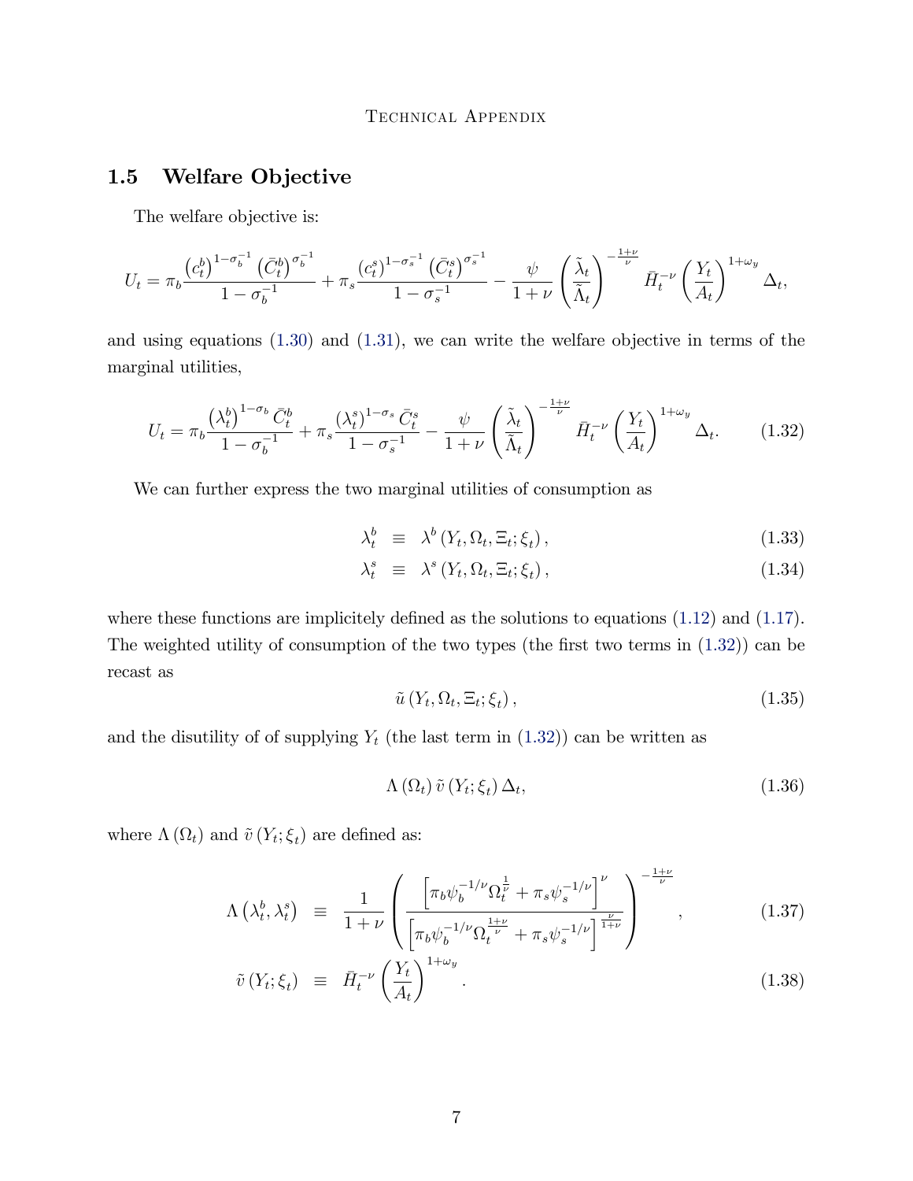## 1.5 Welfare Objective

The welfare objective is:

$$U_t = \pi_b \frac{\left(c_t^b\right)^{1-\sigma_b^{-1}} \left(\bar{C}_t^b\right)^{\sigma_b^{-1}}}{1-\sigma_b^{-1}} + \pi_s \frac{\left(c_t^s\right)^{1-\sigma_s^{-1}} \left(\bar{C}_t^s\right)^{\sigma_s^{-1}}}{1-\sigma_s^{-1}} - \frac{\psi}{1+\nu} \left(\frac{\tilde{\lambda}_t}{\tilde{\Lambda}_t}\right)^{-\frac{1+\nu}{\nu}} \bar{H}_t^{-\nu} \left(\frac{Y_t}{A_t}\right)^{1+\omega_y} \Delta_t,$$

and using equations (1.30) and (1.31), we can write the welfare objective in terms of the marginal utilities,

$$U_t = \pi_b \frac{\left(\lambda_t^b\right)^{1-\sigma_b} \bar{C}_t^b}{1-\sigma_b^{-1}} + \pi_s \frac{\left(\lambda_t^s\right)^{1-\sigma_s} \bar{C}_t^s}{1-\sigma_s^{-1}} - \frac{\psi}{1+\nu} \left(\frac{\tilde{\lambda}_t}{\tilde{\Lambda}_t}\right)^{-\frac{1+\nu}{\nu}} \bar{H}_t^{-\nu} \left(\frac{Y_t}{A_t}\right)^{1+\omega_y} \Delta_t. \tag{1.32}$$

We can further express the two marginal utilities of consumption as

$$\lambda_t^b \equiv \lambda^b \left(Y_t, \Omega_t, \Xi_t; \xi_t\right), \tag{1.33}$$

$$\lambda_t^s \equiv \lambda^s \left(Y_t, \Omega_t, \Xi_t; \xi_t\right), \tag{1.34}$$

where these functions are implicitely defined as the solutions to equations (1.12) and (1.17). The weighted utility of consumption of the two types (the first two terms in (1.32)) can be recast as

$$\tilde{u} \left(Y_t, \Omega_t, \Xi_t; \xi_t\right), \tag{1.35}$$

and the disutility of of supplying $Y_t$ (the last term in (1.32)) can be written as

$$\Lambda \left(\Omega_t\right) \tilde{v} \left(Y_t; \xi_t\right) \Delta_t, \tag{1.36}$$

where $\Lambda \left(\Omega_t\right)$ and $\tilde{v} \left(Y_t; \xi_t\right)$ are defined as:

$$\Lambda \left(\lambda_t^b, \lambda_t^s\right) \equiv \frac{1}{1+\nu} \left( \frac{\left[\pi_b \psi_b^{-1/\nu} \Omega_t^{\frac{1}{\nu}} + \pi_s \psi_s^{-1/\nu}\right]^{\nu}}{\left[\pi_b \psi_b^{-1/\nu} \Omega_t^{\frac{1+\nu}{\nu}} + \pi_s \psi_s^{-1/\nu}\right]^{\frac{\nu}{1+\nu}}} \right)^{-\frac{1+\nu}{\nu}}, \tag{1.37}$$

$$\tilde{v} \left(Y_t; \xi_t\right) \equiv \bar{H}_t^{-\nu} \left(\frac{Y_t}{A_t}\right)^{1+\omega_y}. \tag{1.38}$$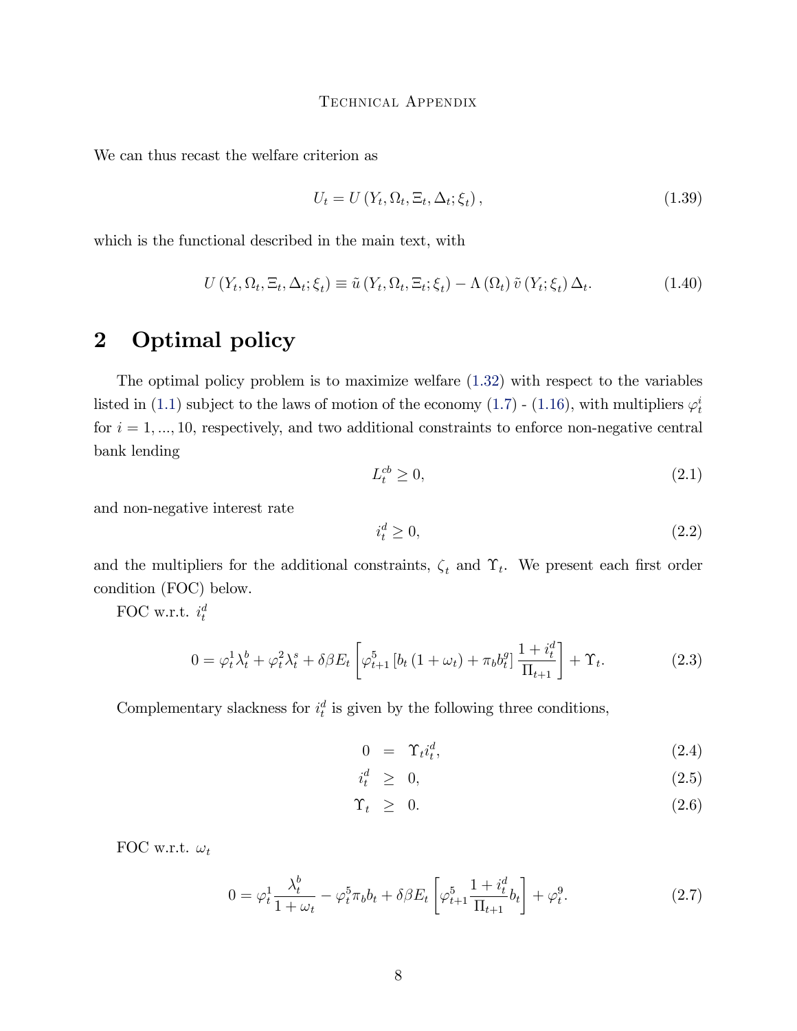We can thus recast the welfare criterion as

$$U_t = U\left(Y_t, \Omega_t, \Xi_t, \Delta_t; \xi_t\right), \tag{1.39}$$

which is the functional described in the main text, with

$$U\left(Y_t, \Omega_t, \Xi_t, \Delta_t; \xi_t\right) \equiv \tilde{u}\left(Y_t, \Omega_t, \Xi_t; \xi_t\right) - \Lambda\left(\Omega_t\right) \tilde{v}\left(Y_t; \xi_t\right) \Delta_t. \tag{1.40}$$

# 2 Optimal policy

The optimal policy problem is to maximize welfare (1.32) with respect to the variables listed in (1.1) subject to the laws of motion of the economy (1.7) - (1.16), with multipliers $\varphi_t^i$ for $i = 1, ..., 10$, respectively, and two additional constraints to enforce non-negative central bank lending

$$L_t^{cb} \geq 0, \tag{2.1}$$

and non-negative interest rate

$$i_t^d \geq 0, \tag{2.2}$$

and the multipliers for the additional constraints, $\zeta_t$ and $\Upsilon_t$. We present each first order condition (FOC) below.

FOC w.r.t. $i_t^d$

$$0 = \varphi_t^1 \lambda_t^b + \varphi_t^2 \lambda_t^s + \delta \beta E_t \left[ \varphi_{t+1}^5 \left[ b_t \left(1 + \omega_t\right) + \pi_b b_t^g \right] \frac{1 + i_t^d}{\Pi_{t+1}} \right] + \Upsilon_t. \tag{2.3}$$

Complementary slackness for $i_t^d$ is given by the following three conditions,

$$\begin{aligned} 0 &= \Upsilon_t i_t^d, & (2.4) \\ i_t^d &\geq 0, & (2.5) \\ \Upsilon_t &\geq 0. & (2.6) \end{aligned}$$

FOC w.r.t. $\omega_t$

$$0 = \varphi_t^1 \frac{\lambda_t^b}{1 + \omega_t} - \varphi_t^5 \pi_b b_t + \delta \beta E_t \left[ \varphi_{t+1}^5 \frac{1 + i_t^d}{\Pi_{t+1}} b_t \right] + \varphi_t^9. \tag{2.7}$$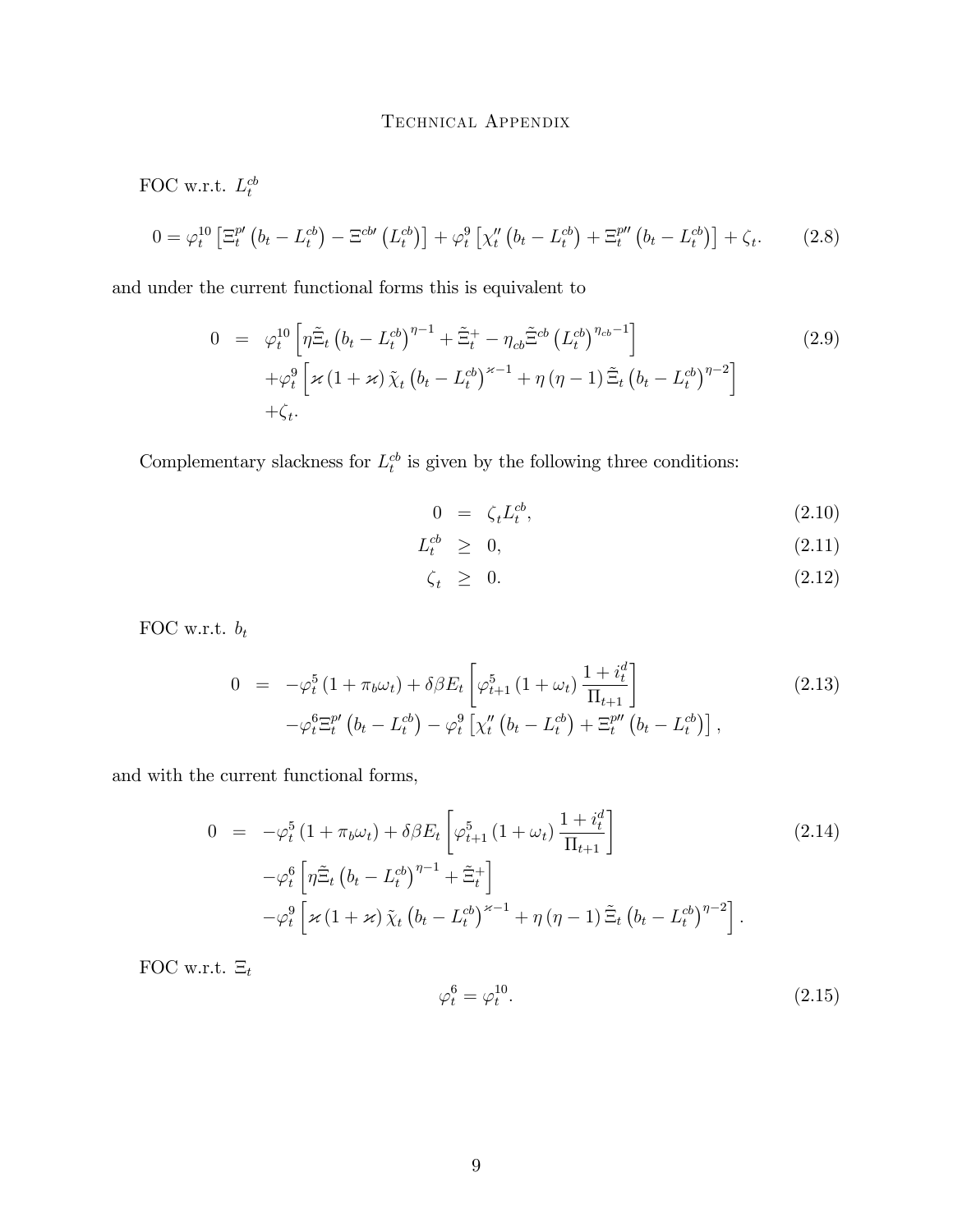FOC w.r.t. $L_t^{cb}$

$$0 = \varphi_t^{10}\left[\Xi_t^{p\prime}\left(b_t - L_t^{cb}\right) - \Xi^{cb\prime}\left(L_t^{cb}\right)\right] + \varphi_t^{9}\left[\chi_t''\left(b_t - L_t^{cb}\right) + \Xi_t^{p\prime\prime}\left(b_t - L_t^{cb}\right)\right] + \zeta_t. \tag{2.8}$$

and under the current functional forms this is equivalent to

$$\begin{aligned} 0 \;=\;& \varphi_t^{10}\left[\eta\tilde{\Xi}_t\left(b_t - L_t^{cb}\right)^{\eta-1} + \tilde{\Xi}_t^{+} - \eta_{cb}\tilde{\Xi}^{cb}\left(L_t^{cb}\right)^{\eta_{cb}-1}\right] \\ &+\varphi_t^{9}\left[\varkappa\left(1+\varkappa\right)\tilde{\chi}_t\left(b_t - L_t^{cb}\right)^{\varkappa-1} + \eta\left(\eta-1\right)\tilde{\Xi}_t\left(b_t - L_t^{cb}\right)^{\eta-2}\right] \\ &+\zeta_t. \end{aligned} \tag{2.9}$$

Complementary slackness for $L_t^{cb}$ is given by the following three conditions:

$$0 = \zeta_t L_t^{cb}, \tag{2.10}$$

$$L_t^{cb} \geq 0, \tag{2.11}$$

$$\zeta_t \geq 0. \tag{2.12}$$

FOC w.r.t. $b_t$

$$\begin{aligned} 0 \;=\;& -\varphi_t^{5}\left(1+\pi_b\omega_t\right) + \delta\beta E_t\left[\varphi_{t+1}^{5}\left(1+\omega_t\right)\frac{1+i_t^d}{\Pi_{t+1}}\right] \\ &-\varphi_t^{6}\Xi_t^{p\prime}\left(b_t - L_t^{cb}\right) - \varphi_t^{9}\left[\chi_t''\left(b_t - L_t^{cb}\right) + \Xi_t^{p\prime\prime}\left(b_t - L_t^{cb}\right)\right], \end{aligned} \tag{2.13}$$

and with the current functional forms,

$$\begin{aligned} 0 \;=\;& -\varphi_t^{5}\left(1+\pi_b\omega_t\right) + \delta\beta E_t\left[\varphi_{t+1}^{5}\left(1+\omega_t\right)\frac{1+i_t^d}{\Pi_{t+1}}\right] \\ &-\varphi_t^{6}\left[\eta\tilde{\Xi}_t\left(b_t - L_t^{cb}\right)^{\eta-1} + \tilde{\Xi}_t^{+}\right] \\ &-\varphi_t^{9}\left[\varkappa\left(1+\varkappa\right)\tilde{\chi}_t\left(b_t - L_t^{cb}\right)^{\varkappa-1} + \eta\left(\eta-1\right)\tilde{\Xi}_t\left(b_t - L_t^{cb}\right)^{\eta-2}\right]. \end{aligned} \tag{2.14}$$

FOC w.r.t. $\Xi_t$

$$\varphi_t^{6} = \varphi_t^{10}. \tag{2.15}$$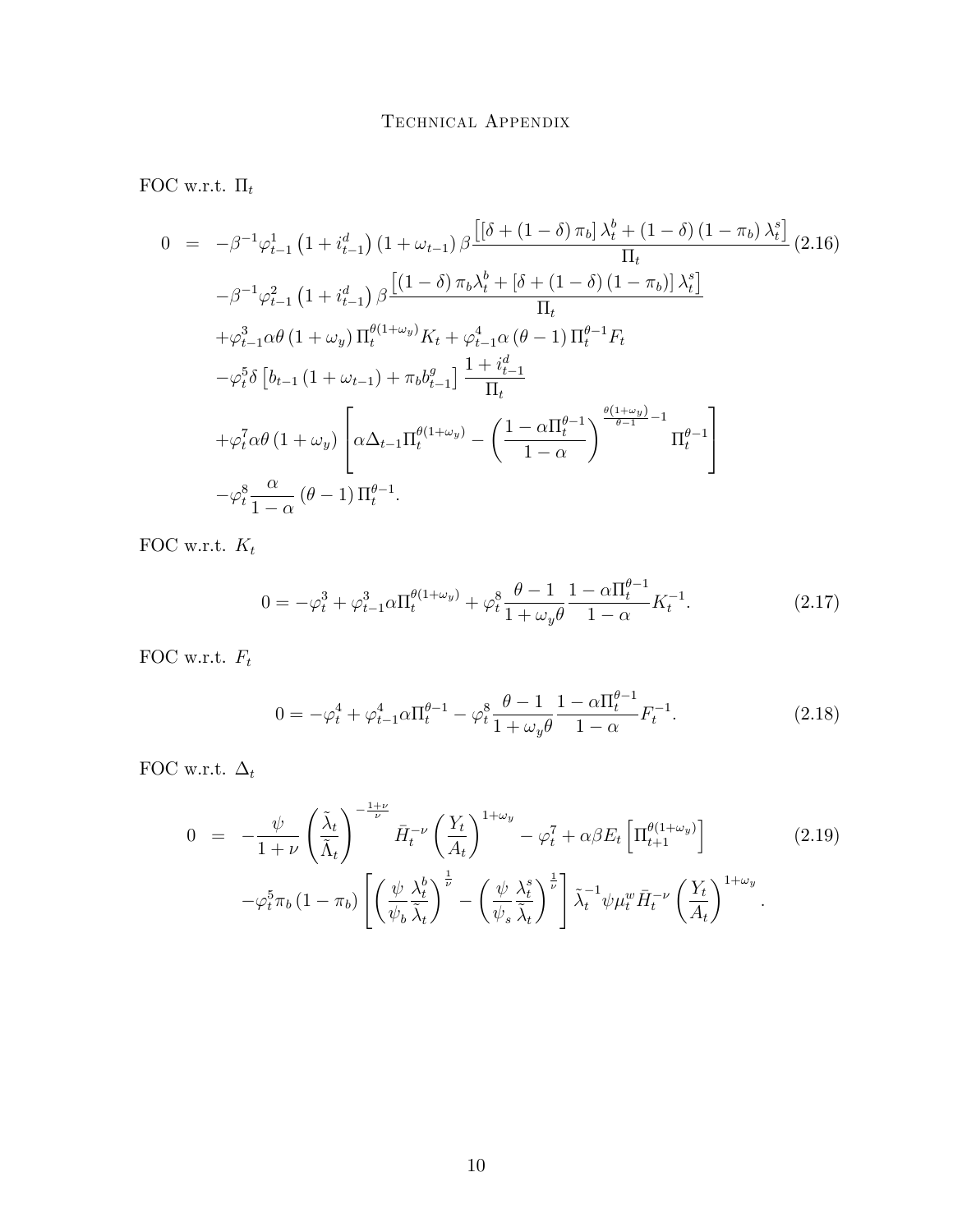FOC w.r.t. $\Pi_t$

$$
\begin{aligned}
0 \;=\; & -\beta^{-1}\varphi_{t-1}^{1}\left(1+i_{t-1}^{d}\right)\left(1+\omega_{t-1}\right)\beta\frac{\left[\left[\delta+\left(1-\delta\right)\pi_b\right]\lambda_t^b+\left(1-\delta\right)\left(1-\pi_b\right)\lambda_t^s\right]}{\Pi_t} \\
& -\beta^{-1}\varphi_{t-1}^{2}\left(1+i_{t-1}^{d}\right)\beta\frac{\left[\left(1-\delta\right)\pi_b\lambda_t^b+\left[\delta+\left(1-\delta\right)\left(1-\pi_b\right)\right]\lambda_t^s\right]}{\Pi_t} \\
& +\varphi_{t-1}^{3}\alpha\theta\left(1+\omega_y\right)\Pi_t^{\theta\left(1+\omega_y\right)}K_t+\varphi_{t-1}^{4}\alpha\left(\theta-1\right)\Pi_t^{\theta-1}F_t \\
& -\varphi_t^{5}\delta\left[b_{t-1}\left(1+\omega_{t-1}\right)+\pi_b b_{t-1}^{g}\right]\frac{1+i_{t-1}^{d}}{\Pi_t} \\
& +\varphi_t^{7}\alpha\theta\left(1+\omega_y\right)\left[\alpha\Delta_{t-1}\Pi_t^{\theta\left(1+\omega_y\right)}-\left(\frac{1-\alpha\Pi_t^{\theta-1}}{1-\alpha}\right)^{\frac{\theta\left(1+\omega_y\right)}{\theta-1}-1}\Pi_t^{\theta-1}\right] \\
& -\varphi_t^{8}\frac{\alpha}{1-\alpha}\left(\theta-1\right)\Pi_t^{\theta-1}.
\end{aligned}
\tag{2.16}
$$

FOC w.r.t. $K_t$

$$
0=-\varphi_t^{3}+\varphi_{t-1}^{3}\alpha\Pi_t^{\theta\left(1+\omega_y\right)}+\varphi_t^{8}\frac{\theta-1}{1+\omega_y\theta}\frac{1-\alpha\Pi_t^{\theta-1}}{1-\alpha}K_t^{-1}. \tag{2.17}
$$

FOC w.r.t. $F_t$

$$
0=-\varphi_t^{4}+\varphi_{t-1}^{4}\alpha\Pi_t^{\theta-1}-\varphi_t^{8}\frac{\theta-1}{1+\omega_y\theta}\frac{1-\alpha\Pi_t^{\theta-1}}{1-\alpha}F_t^{-1}. \tag{2.18}
$$

FOC w.r.t. $\Delta_t$

$$
\begin{aligned}
0 \;=\; & -\frac{\psi}{1+\nu}\left(\frac{\tilde{\lambda}_t}{\tilde{\Lambda}_t}\right)^{-\frac{1+\nu}{\nu}}\bar{H}_t^{-\nu}\left(\frac{Y_t}{A_t}\right)^{1+\omega_y}-\varphi_t^{7}+\alpha\beta E_t\left[\Pi_{t+1}^{\theta\left(1+\omega_y\right)}\right] \\
& -\varphi_t^{5}\pi_b\left(1-\pi_b\right)\left[\left(\frac{\psi}{\psi_b}\frac{\lambda_t^b}{\tilde{\lambda}_t}\right)^{\frac{1}{\nu}}-\left(\frac{\psi}{\psi_s}\frac{\lambda_t^s}{\tilde{\lambda}_t}\right)^{\frac{1}{\nu}}\right]\tilde{\lambda}_t^{-1}\psi\mu_t^{w}\bar{H}_t^{-\nu}\left(\frac{Y_t}{A_t}\right)^{1+\omega_y}.
\end{aligned}
\tag{2.19}
$$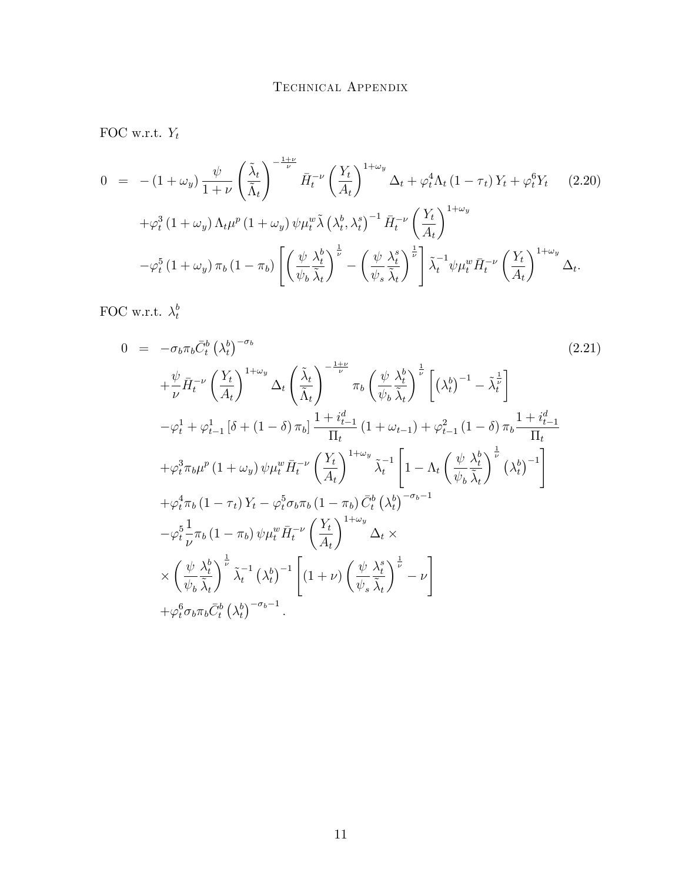FOC w.r.t. $Y_t$

$$
\begin{aligned}
0 &= -\left(1+\omega_y\right)\frac{\psi}{1+\nu}\left(\frac{\tilde{\lambda}_t}{\tilde{\Lambda}_t}\right)^{-\frac{1+\nu}{\nu}}\bar{H}_t^{-\nu}\left(\frac{Y_t}{A_t}\right)^{1+\omega_y}\Delta_t+\varphi_t^4\Lambda_t\left(1-\tau_t\right)Y_t+\varphi_t^6 Y_t \qquad (2.20)\\
&\quad+\varphi_t^3\left(1+\omega_y\right)\Lambda_t\mu^p\left(1+\omega_y\right)\psi\mu_t^w\tilde{\lambda}\left(\lambda_t^b,\lambda_t^s\right)^{-1}\bar{H}_t^{-\nu}\left(\frac{Y_t}{A_t}\right)^{1+\omega_y}\\
&\quad-\varphi_t^5\left(1+\omega_y\right)\pi_b\left(1-\pi_b\right)\left[\left(\frac{\psi}{\psi_b}\frac{\lambda_t^b}{\tilde{\lambda}_t}\right)^{\frac{1}{\nu}}-\left(\frac{\psi}{\psi_s}\frac{\lambda_t^s}{\tilde{\lambda}_t}\right)^{\frac{1}{\nu}}\right]\tilde{\lambda}_t^{-1}\psi\mu_t^w\bar{H}_t^{-\nu}\left(\frac{Y_t}{A_t}\right)^{1+\omega_y}\Delta_t.
\end{aligned}
$$

FOC w.r.t. $\lambda_t^b$

$$
\begin{aligned}
0 &= -\sigma_b\pi_b\bar{C}_t^b\left(\lambda_t^b\right)^{-\sigma_b} \qquad (2.21)\\
&\quad+\frac{\psi}{\nu}\bar{H}_t^{-\nu}\left(\frac{Y_t}{A_t}\right)^{1+\omega_y}\Delta_t\left(\frac{\tilde{\lambda}_t}{\tilde{\Lambda}_t}\right)^{-\frac{1+\nu}{\nu}}\pi_b\left(\frac{\psi}{\psi_b}\frac{\lambda_t^b}{\tilde{\lambda}_t}\right)^{\frac{1}{\nu}}\left[\left(\lambda_t^b\right)^{-1}-\tilde{\lambda}_t^{\frac{1}{\nu}}\right]\\
&\quad-\varphi_t^1+\varphi_{t-1}^1\left[\delta+\left(1-\delta\right)\pi_b\right]\frac{1+i_{t-1}^d}{\Pi_t}\left(1+\omega_{t-1}\right)+\varphi_{t-1}^2\left(1-\delta\right)\pi_b\frac{1+i_{t-1}^d}{\Pi_t}\\
&\quad+\varphi_t^3\pi_b\mu^p\left(1+\omega_y\right)\psi\mu_t^w\bar{H}_t^{-\nu}\left(\frac{Y_t}{A_t}\right)^{1+\omega_y}\tilde{\lambda}_t^{-1}\left[1-\Lambda_t\left(\frac{\psi}{\psi_b}\frac{\lambda_t^b}{\tilde{\lambda}_t}\right)^{\frac{1}{\nu}}\left(\lambda_t^b\right)^{-1}\right]\\
&\quad+\varphi_t^4\pi_b\left(1-\tau_t\right)Y_t-\varphi_t^5\sigma_b\pi_b\left(1-\pi_b\right)\bar{C}_t^b\left(\lambda_t^b\right)^{-\sigma_b-1}\\
&\quad-\varphi_t^5\frac{1}{\nu}\pi_b\left(1-\pi_b\right)\psi\mu_t^w\bar{H}_t^{-\nu}\left(\frac{Y_t}{A_t}\right)^{1+\omega_y}\Delta_t\times\\
&\quad\times\left(\frac{\psi}{\psi_b}\frac{\lambda_t^b}{\tilde{\lambda}_t}\right)^{\frac{1}{\nu}}\tilde{\lambda}_t^{-1}\left(\lambda_t^b\right)^{-1}\left[\left(1+\nu\right)\left(\frac{\psi}{\psi_s}\frac{\lambda_t^s}{\tilde{\lambda}_t}\right)^{\frac{1}{\nu}}-\nu\right]\\
&\quad+\varphi_t^6\sigma_b\pi_b\bar{C}_t^b\left(\lambda_t^b\right)^{-\sigma_b-1}.
\end{aligned}
$$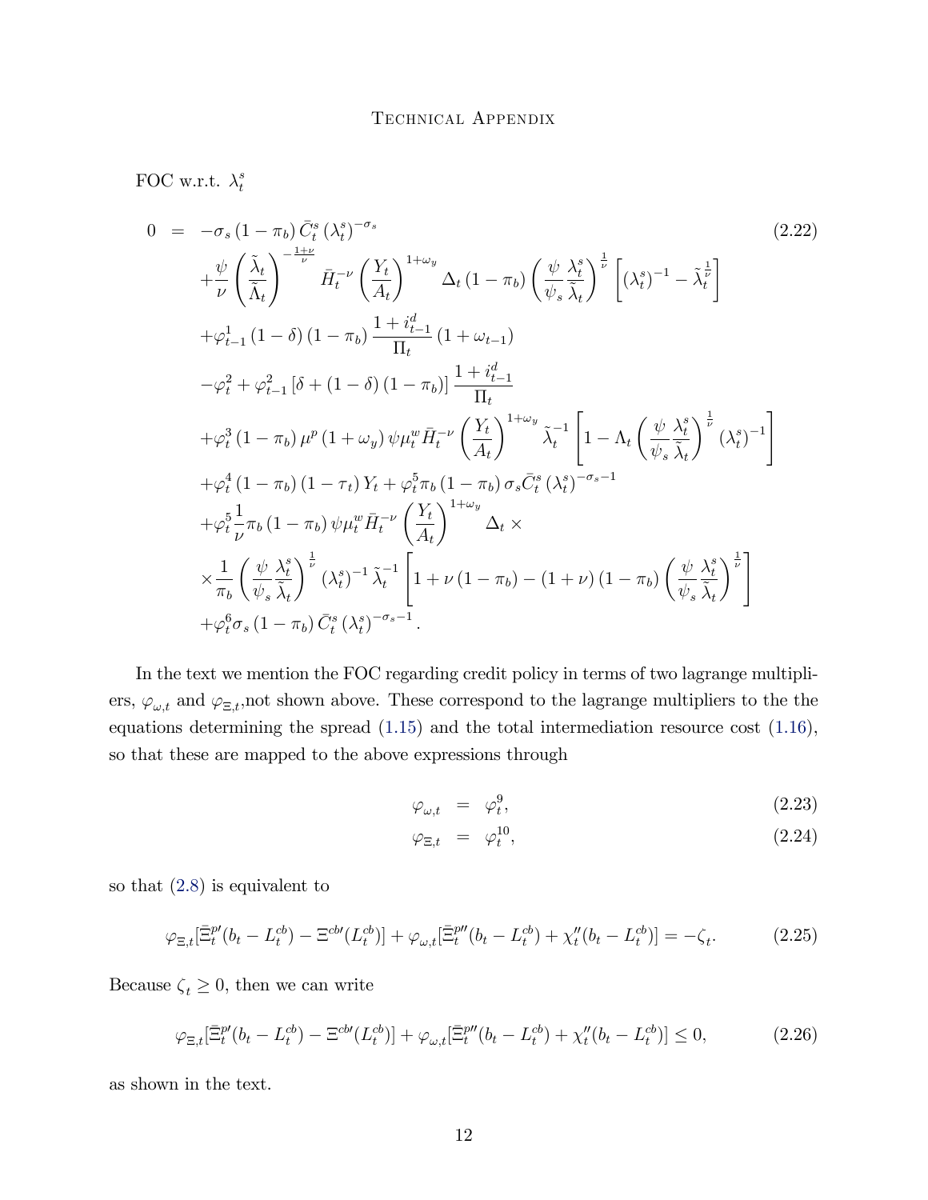FOC w.r.t. $\lambda_t^s$

$$
\begin{aligned}
0 \;=\; & -\sigma_s\left(1-\pi_b\right)\bar{C}_t^s\left(\lambda_t^s\right)^{-\sigma_s} \\
& +\frac{\psi}{\nu}\left(\frac{\tilde{\lambda}_t}{\tilde{\Lambda}_t}\right)^{-\frac{1+\nu}{\nu}}\bar{H}_t^{-\nu}\left(\frac{Y_t}{A_t}\right)^{1+\omega_y}\Delta_t\left(1-\pi_b\right)\left(\frac{\psi}{\psi_s}\frac{\lambda_t^s}{\tilde{\lambda}_t}\right)^{\frac{1}{\nu}}\left[\left(\lambda_t^s\right)^{-1}-\tilde{\lambda}_t^{\frac{1}{\nu}}\right] \\
& +\varphi_{t-1}^1\left(1-\delta\right)\left(1-\pi_b\right)\frac{1+i_{t-1}^d}{\Pi_t}\left(1+\omega_{t-1}\right) \\
& -\varphi_t^2+\varphi_{t-1}^2\left[\delta+\left(1-\delta\right)\left(1-\pi_b\right)\right]\frac{1+i_{t-1}^d}{\Pi_t} \\
& +\varphi_t^3\left(1-\pi_b\right)\mu^p\left(1+\omega_y\right)\psi\mu_t^w\bar{H}_t^{-\nu}\left(\frac{Y_t}{A_t}\right)^{1+\omega_y}\tilde{\lambda}_t^{-1}\left[1-\Lambda_t\left(\frac{\psi}{\psi_s}\frac{\lambda_t^s}{\tilde{\lambda}_t}\right)^{\frac{1}{\nu}}\left(\lambda_t^s\right)^{-1}\right] \\
& +\varphi_t^4\left(1-\pi_b\right)\left(1-\tau_t\right)Y_t+\varphi_t^5\pi_b\left(1-\pi_b\right)\sigma_s\bar{C}_t^s\left(\lambda_t^s\right)^{-\sigma_s-1} \\
& +\varphi_t^5\frac{1}{\nu}\pi_b\left(1-\pi_b\right)\psi\mu_t^w\bar{H}_t^{-\nu}\left(\frac{Y_t}{A_t}\right)^{1+\omega_y}\Delta_t\,\times \\
& \times\frac{1}{\pi_b}\left(\frac{\psi}{\psi_s}\frac{\lambda_t^s}{\tilde{\lambda}_t}\right)^{\frac{1}{\nu}}\left(\lambda_t^s\right)^{-1}\tilde{\lambda}_t^{-1}\left[1+\nu\left(1-\pi_b\right)-\left(1+\nu\right)\left(1-\pi_b\right)\left(\frac{\psi}{\psi_s}\frac{\lambda_t^s}{\tilde{\lambda}_t}\right)^{\frac{1}{\nu}}\right] \\
& +\varphi_t^6\sigma_s\left(1-\pi_b\right)\bar{C}_t^s\left(\lambda_t^s\right)^{-\sigma_s-1}.
\end{aligned}
\tag{2.22}
$$

In the text we mention the FOC regarding credit policy in terms of two lagrange multipliers, $\varphi_{\omega,t}$ and $\varphi_{\Xi,t}$,not shown above. These correspond to the lagrange multipliers to the the equations determining the spread (1.15) and the total intermediation resource cost (1.16), so that these are mapped to the above expressions through

$$
\varphi_{\omega,t} = \varphi_t^9, \tag{2.23}
$$

$$
\varphi_{\Xi,t} = \varphi_t^{10}, \tag{2.24}
$$

so that (2.8) is equivalent to

$$
\varphi_{\Xi,t}[\bar{\Xi}_t^{p\prime}(b_t-L_t^{cb})-\Xi^{cb\prime}(L_t^{cb})]+\varphi_{\omega,t}[\bar{\Xi}_t^{p\prime\prime}(b_t-L_t^{cb})+\chi_t^{\prime\prime}(b_t-L_t^{cb})]=-\zeta_t. \tag{2.25}
$$

Because $\zeta_t\geq 0$, then we can write

$$
\varphi_{\Xi,t}[\bar{\Xi}_t^{p\prime}(b_t-L_t^{cb})-\Xi^{cb\prime}(L_t^{cb})]+\varphi_{\omega,t}[\bar{\Xi}_t^{p\prime\prime}(b_t-L_t^{cb})+\chi_t^{\prime\prime}(b_t-L_t^{cb})]\leq 0, \tag{2.26}
$$

as shown in the text.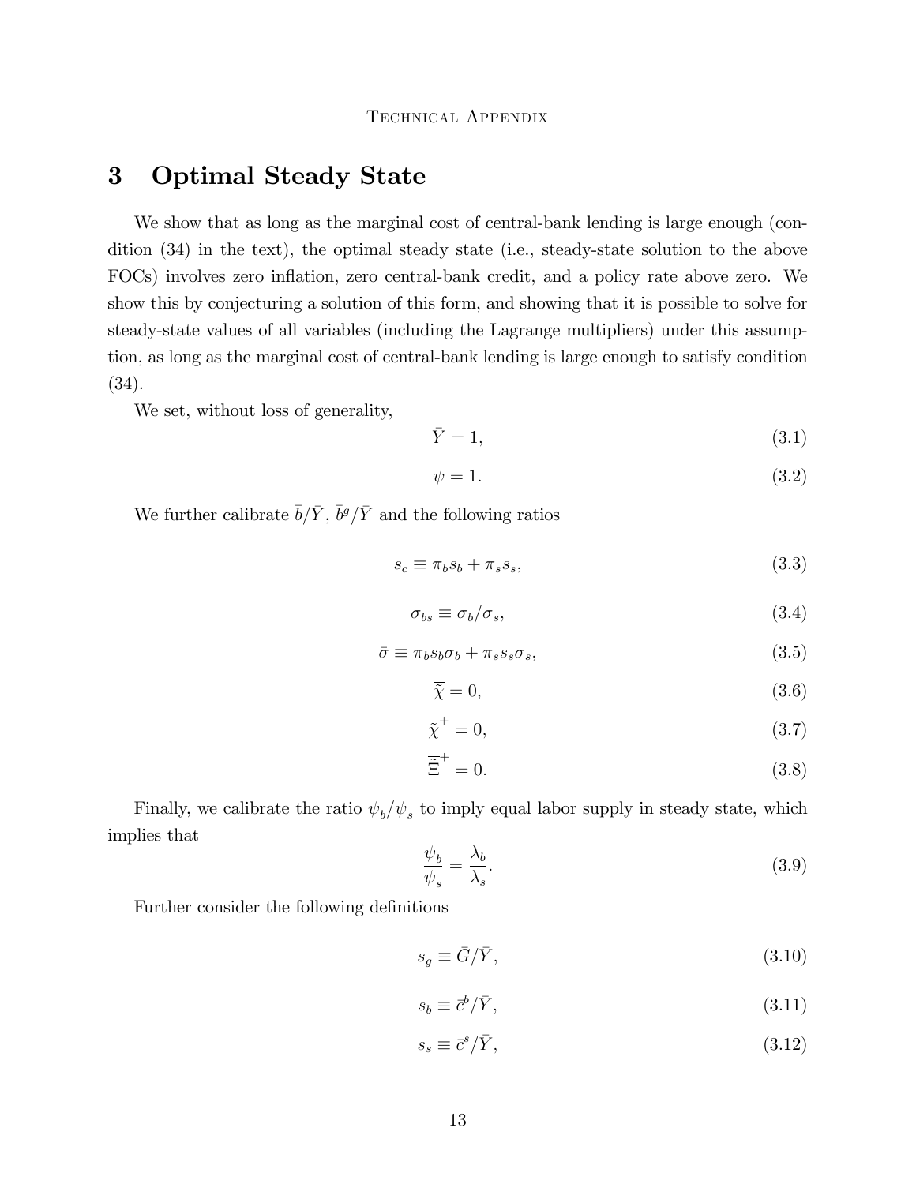# 3 Optimal Steady State

We show that as long as the marginal cost of central-bank lending is large enough (condition (34) in the text), the optimal steady state (i.e., steady-state solution to the above FOCs) involves zero inflation, zero central-bank credit, and a policy rate above zero. We show this by conjecturing a solution of this form, and showing that it is possible to solve for steady-state values of all variables (including the Lagrange multipliers) under this assumption, as long as the marginal cost of central-bank lending is large enough to satisfy condition (34).

We set, without loss of generality,

$$\bar{Y} = 1, \tag{3.1}$$

$$\psi = 1. \tag{3.2}$$

We further calibrate $\bar{b}/\bar{Y}$, $\bar{b}^g/\bar{Y}$ and the following ratios

$$s_c \equiv \pi_b s_b + \pi_s s_s, \tag{3.3}$$

$$\sigma_{bs} \equiv \sigma_b / \sigma_s, \tag{3.4}$$

$$\bar{\sigma} \equiv \pi_b s_b \sigma_b + \pi_s s_s \sigma_s, \tag{3.5}$$

$$\bar{\tilde{\chi}} = 0, \tag{3.6}$$

$$\bar{\tilde{\chi}}^+ = 0, \tag{3.7}$$

$$\bar{\tilde{\Xi}}^+ = 0. \tag{3.8}$$

Finally, we calibrate the ratio $\psi_b/\psi_s$ to imply equal labor supply in steady state, which implies that

$$\frac{\psi_b}{\psi_s} = \frac{\lambda_b}{\lambda_s}. \tag{3.9}$$

Further consider the following definitions

$$s_g \equiv \bar{G}/\bar{Y}, \tag{3.10}$$

$$s_b \equiv \bar{c}^b/\bar{Y}, \tag{3.11}$$

$$s_s \equiv \bar{c}^s/\bar{Y}, \tag{3.12}$$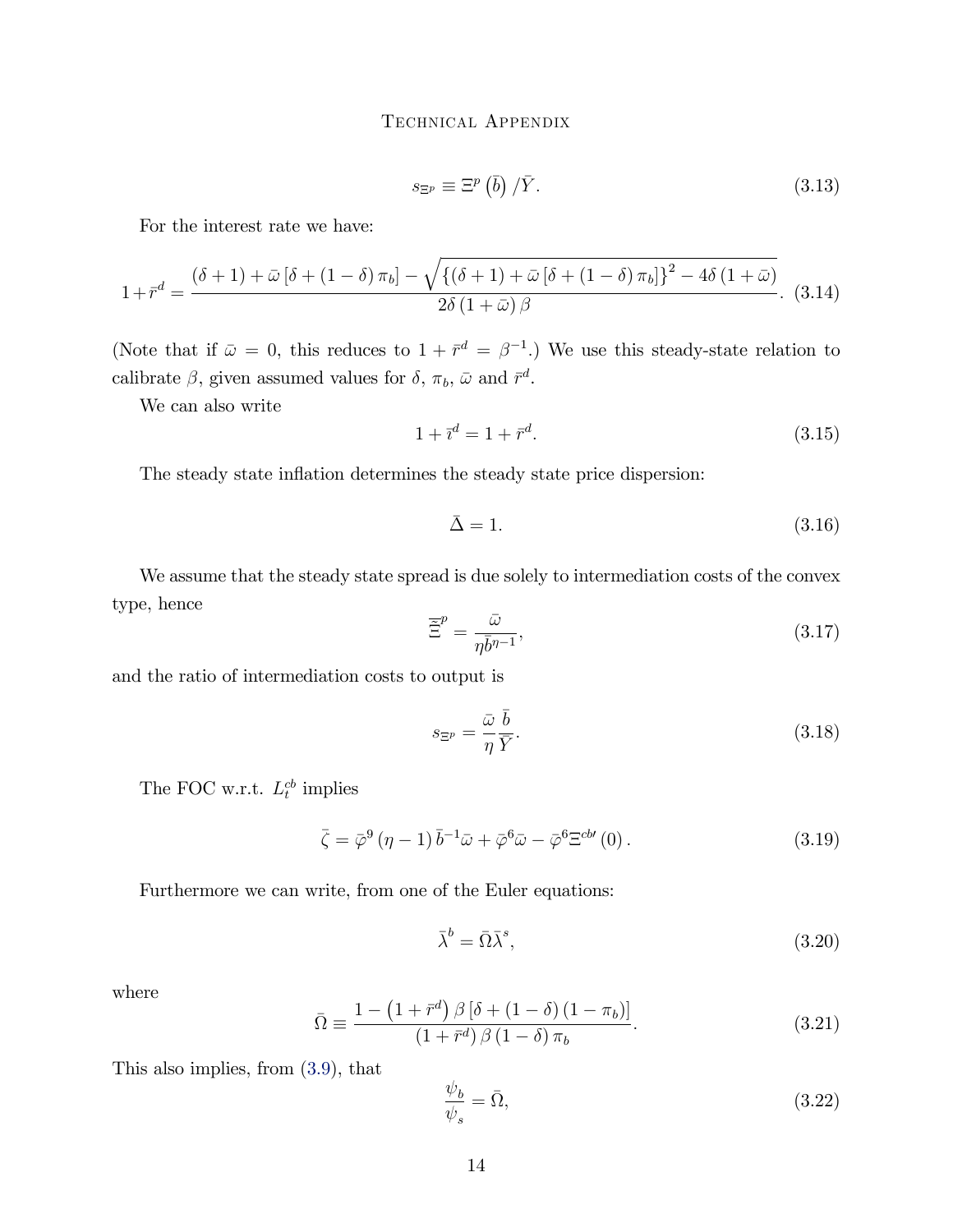$$s_{\Xi^p} \equiv \Xi^p\left(\bar{b}\right)/\bar{Y}. \tag{3.13}$$

For the interest rate we have:

$$1+\bar{r}^d = \frac{(\delta+1)+\bar{\omega}\left[\delta+(1-\delta)\pi_b\right]-\sqrt{\left\{(\delta+1)+\bar{\omega}\left[\delta+(1-\delta)\pi_b\right]\right\}^2-4\delta\left(1+\bar{\omega}\right)}}{2\delta\left(1+\bar{\omega}\right)\beta}. \tag{3.14}$$

(Note that if $\bar{\omega}=0$, this reduces to $1+\bar{r}^d=\beta^{-1}$.) We use this steady-state relation to calibrate $\beta$, given assumed values for $\delta$, $\pi_b$, $\bar{\omega}$ and $\bar{r}^d$.

We can also write

$$1+\bar{\imath}^d = 1+\bar{r}^d. \tag{3.15}$$

The steady state inflation determines the steady state price dispersion:

$$\bar{\Delta}=1. \tag{3.16}$$

We assume that the steady state spread is due solely to intermediation costs of the convex type, hence

$$\bar{\Xi}^p = \frac{\bar{\omega}}{\eta\bar{b}^{\eta-1}}, \tag{3.17}$$

and the ratio of intermediation costs to output is

$$s_{\Xi^p} = \frac{\bar{\omega}}{\eta}\frac{\bar{b}}{\bar{Y}}. \tag{3.18}$$

The FOC w.r.t. $L_t^{cb}$ implies

$$\bar{\zeta} = \bar{\varphi}^9\left(\eta-1\right)\bar{b}^{-1}\bar{\omega}+\bar{\varphi}^6\bar{\omega}-\bar{\varphi}^6\Xi^{cb\prime}\left(0\right). \tag{3.19}$$

Furthermore we can write, from one of the Euler equations:

$$\bar{\lambda}^b = \bar{\Omega}\bar{\lambda}^s, \tag{3.20}$$

where

$$\bar{\Omega} \equiv \frac{1-\left(1+\bar{r}^d\right)\beta\left[\delta+(1-\delta)\left(1-\pi_b\right)\right]}{\left(1+\bar{r}^d\right)\beta\left(1-\delta\right)\pi_b}. \tag{3.21}$$

This also implies, from (3.9), that

$$\frac{\psi_b}{\psi_s} = \bar{\Omega}, \tag{3.22}$$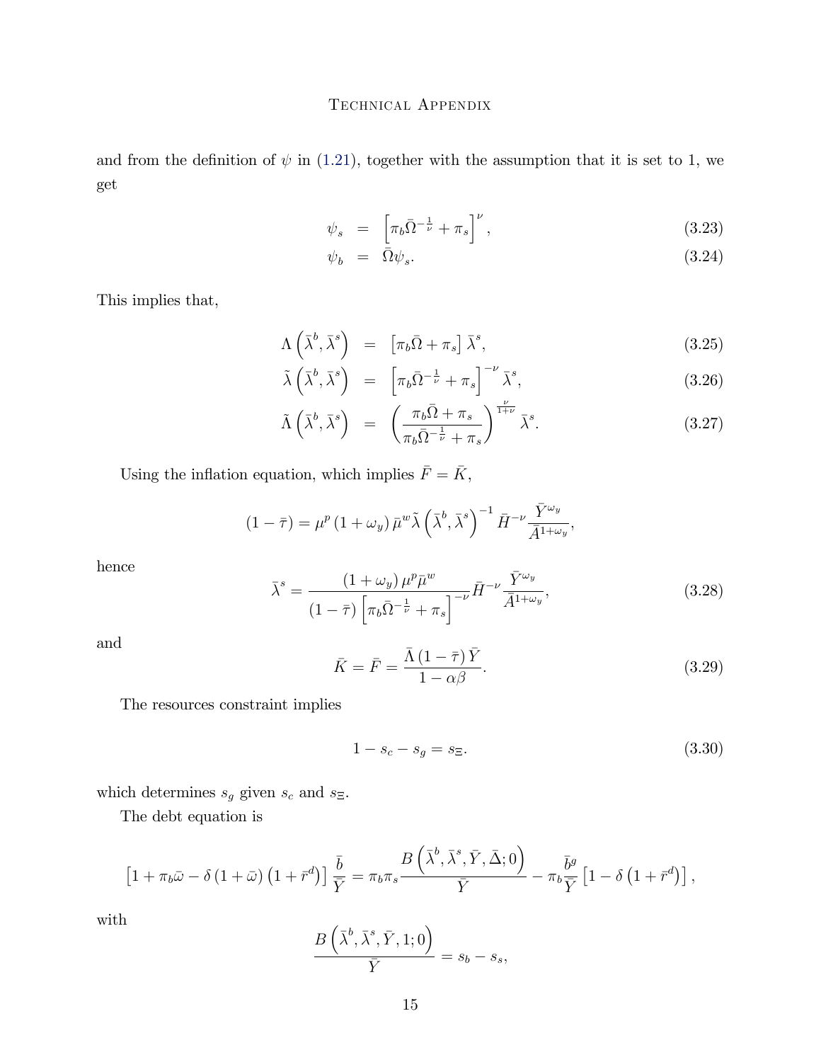and from the definition of $\psi$ in (1.21), together with the assumption that it is set to 1, we get

$$\psi_s = \left[\pi_b \bar{\Omega}^{-\frac{1}{\nu}} + \pi_s\right]^{\nu}, \tag{3.23}$$

$$\psi_b = \bar{\Omega}\psi_s. \tag{3.24}$$

This implies that,

$$\Lambda\left(\bar{\lambda}^b, \bar{\lambda}^s\right) = \left[\pi_b \bar{\Omega} + \pi_s\right]\bar{\lambda}^s, \tag{3.25}$$

$$\tilde{\lambda}\left(\bar{\lambda}^b, \bar{\lambda}^s\right) = \left[\pi_b \bar{\Omega}^{-\frac{1}{\nu}} + \pi_s\right]^{-\nu}\bar{\lambda}^s, \tag{3.26}$$

$$\tilde{\Lambda}\left(\bar{\lambda}^b, \bar{\lambda}^s\right) = \left(\frac{\pi_b \bar{\Omega} + \pi_s}{\pi_b \bar{\Omega}^{-\frac{1}{\nu}} + \pi_s}\right)^{\frac{\nu}{1+\nu}}\bar{\lambda}^s. \tag{3.27}$$

Using the inflation equation, which implies $\bar{F} = \bar{K}$,

$$\left(1 - \bar{\tau}\right) = \mu^p \left(1 + \omega_y\right)\bar{\mu}^w \tilde{\lambda}\left(\bar{\lambda}^b, \bar{\lambda}^s\right)^{-1} \bar{H}^{-\nu}\frac{\bar{Y}^{\omega_y}}{\bar{A}^{1+\omega_y}},$$

hence

$$\bar{\lambda}^s = \frac{\left(1 + \omega_y\right)\mu^p \bar{\mu}^w}{\left(1 - \bar{\tau}\right)\left[\pi_b \bar{\Omega}^{-\frac{1}{\nu}} + \pi_s\right]^{-\nu}}\bar{H}^{-\nu}\frac{\bar{Y}^{\omega_y}}{\bar{A}^{1+\omega_y}}, \tag{3.28}$$

and

$$\bar{K} = \bar{F} = \frac{\bar{\Lambda}\left(1 - \bar{\tau}\right)\bar{Y}}{1 - \alpha\beta}. \tag{3.29}$$

The resources constraint implies

$$1 - s_c - s_g = s_{\Xi}. \tag{3.30}$$

which determines $s_g$ given $s_c$ and $s_{\Xi}$.

The debt equation is

$$\left[1 + \pi_b \bar{\omega} - \delta\left(1 + \bar{\omega}\right)\left(1 + \bar{r}^d\right)\right]\frac{\bar{b}}{\bar{Y}} = \pi_b \pi_s \frac{B\left(\bar{\lambda}^b, \bar{\lambda}^s, \bar{Y}, \bar{\Delta}; 0\right)}{\bar{Y}} - \pi_b \frac{\bar{b}^g}{\bar{Y}}\left[1 - \delta\left(1 + \bar{r}^d\right)\right],$$

with

$$\frac{B\left(\bar{\lambda}^b, \bar{\lambda}^s, \bar{Y}, 1; 0\right)}{\bar{Y}} = s_b - s_s,$$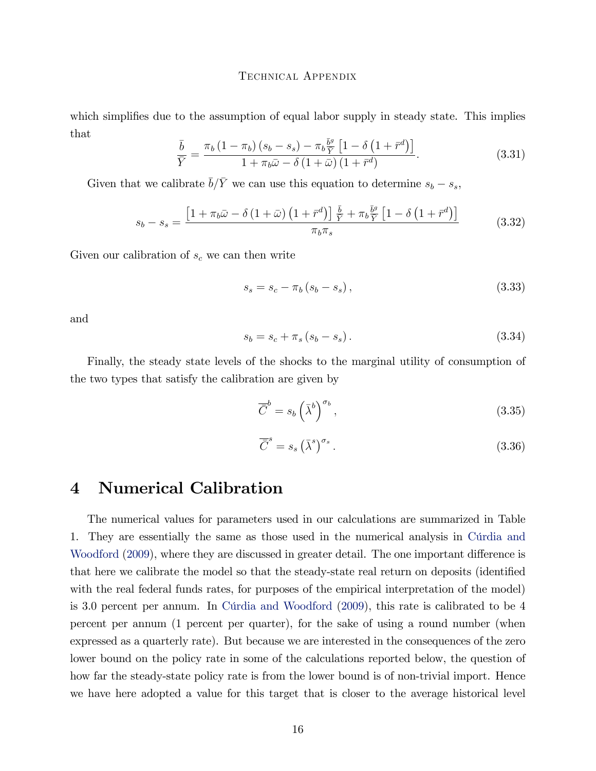which simplifies due to the assumption of equal labor supply in steady state. This implies that

$$\frac{\bar{b}}{\bar{Y}} = \frac{\pi_b (1-\pi_b)(s_b - s_s) - \pi_b \frac{\bar{b}^g}{\bar{Y}} \left[1 - \delta\left(1+\bar{r}^d\right)\right]}{1 + \pi_b \bar{\omega} - \delta(1+\bar{\omega})(1+\bar{r}^d)}. \tag{3.31}$$

Given that we calibrate $\bar{b}/\bar{Y}$ we can use this equation to determine $s_b - s_s$,

$$s_b - s_s = \frac{\left[1 + \pi_b \bar{\omega} - \delta(1+\bar{\omega})\left(1+\bar{r}^d\right)\right] \frac{\bar{b}}{\bar{Y}} + \pi_b \frac{\bar{b}^g}{\bar{Y}} \left[1 - \delta\left(1+\bar{r}^d\right)\right]}{\pi_b \pi_s} \tag{3.32}$$

Given our calibration of $s_c$ we can then write

$$s_s = s_c - \pi_b (s_b - s_s), \tag{3.33}$$

and

$$s_b = s_c + \pi_s (s_b - s_s). \tag{3.34}$$

Finally, the steady state levels of the shocks to the marginal utility of consumption of the two types that satisfy the calibration are given by

$$\bar{\bar{C}}^b = s_b \left(\bar{\lambda}^b\right)^{\sigma_b}, \tag{3.35}$$

$$\bar{\bar{C}}^s = s_s \left(\bar{\lambda}^s\right)^{\sigma_s}. \tag{3.36}$$

# 4 Numerical Calibration

The numerical values for parameters used in our calculations are summarized in Table 1. They are essentially the same as those used in the numerical analysis in Cúrdia and Woodford (2009), where they are discussed in greater detail. The one important difference is that here we calibrate the model so that the steady-state real return on deposits (identified with the real federal funds rates, for purposes of the empirical interpretation of the model) is 3.0 percent per annum. In Cúrdia and Woodford (2009), this rate is calibrated to be 4 percent per annum (1 percent per quarter), for the sake of using a round number (when expressed as a quarterly rate). But because we are interested in the consequences of the zero lower bound on the policy rate in some of the calculations reported below, the question of how far the steady-state policy rate is from the lower bound is of non-trivial import. Hence we have here adopted a value for this target that is closer to the average historical level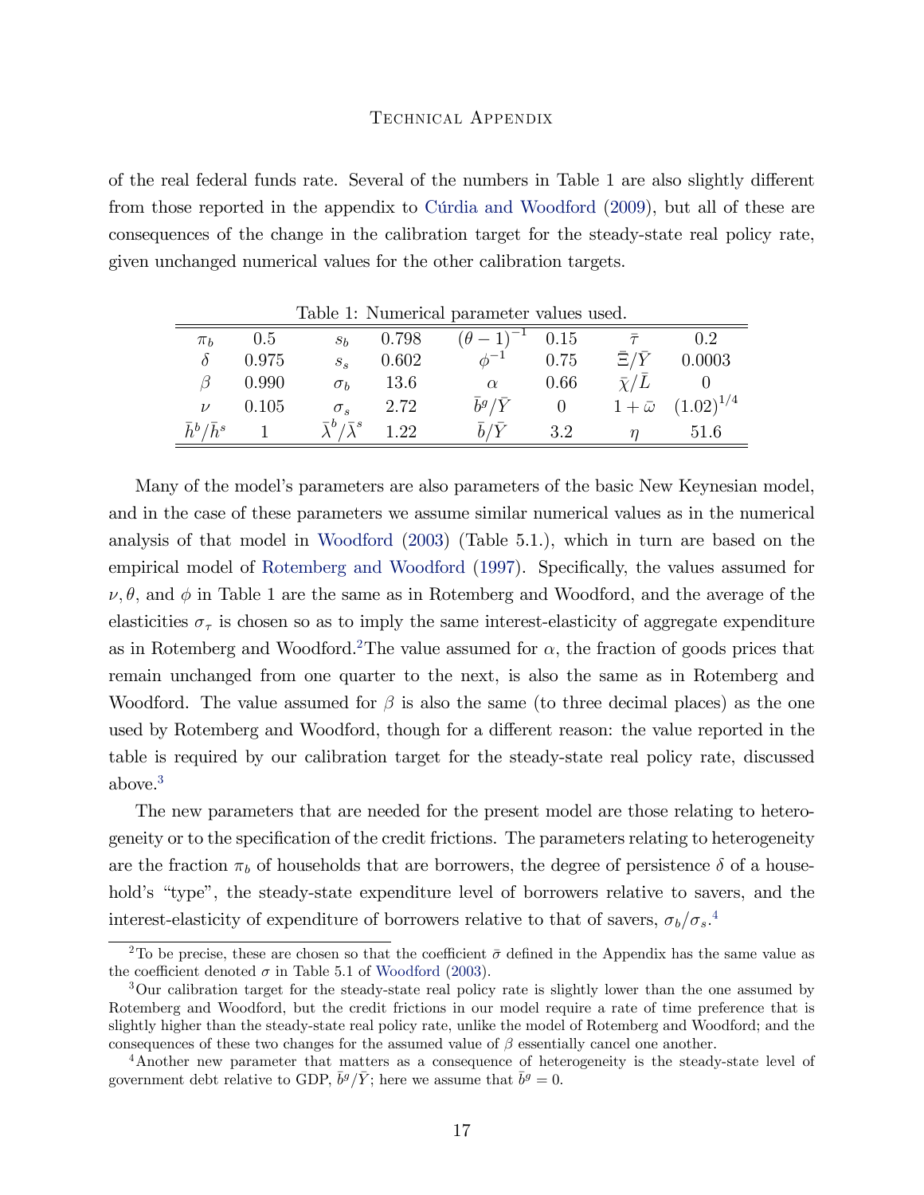of the real federal funds rate. Several of the numbers in Table 1 are also slightly different from those reported in the appendix to Cúrdia and Woodford (2009), but all of these are consequences of the change in the calibration target for the steady-state real policy rate, given unchanged numerical values for the other calibration targets.

Table 1: Numerical parameter values used.

| | | | | | | | |
|---|---|---|---|---|---|---|---|
| $\pi_b$ | 0.5 | $s_b$ | 0.798 | $(\theta-1)^{-1}$ | 0.15 | $\bar{\tau}$ | 0.2 |
| $\delta$ | 0.975 | $s_s$ | 0.602 | $\phi^{-1}$ | 0.75 | $\bar{\Xi}/\bar{Y}$ | 0.0003 |
| $\beta$ | 0.990 | $\sigma_b$ | 13.6 | $\alpha$ | 0.66 | $\bar{\chi}/\bar{L}$ | 0 |
| $\nu$ | 0.105 | $\sigma_s$ | 2.72 | $\bar{b}^g/\bar{Y}$ | 0 | $1+\bar{\omega}$ | $(1.02)^{1/4}$ |
| $\bar{h}^b/\bar{h}^s$ | 1 | $\bar{\lambda}^b/\bar{\lambda}^s$ | 1.22 | $\bar{b}/\bar{Y}$ | 3.2 | $\eta$ | 51.6 |

Many of the model's parameters are also parameters of the basic New Keynesian model, and in the case of these parameters we assume similar numerical values as in the numerical analysis of that model in Woodford (2003) (Table 5.1.), which in turn are based on the empirical model of Rotemberg and Woodford (1997). Specifically, the values assumed for $\nu, \theta$, and $\phi$ in Table 1 are the same as in Rotemberg and Woodford, and the average of the elasticities $\sigma_\tau$ is chosen so as to imply the same interest-elasticity of aggregate expenditure as in Rotemberg and Woodford.[2] The value assumed for $\alpha$, the fraction of goods prices that remain unchanged from one quarter to the next, is also the same as in Rotemberg and Woodford. The value assumed for $\beta$ is also the same (to three decimal places) as the one used by Rotemberg and Woodford, though for a different reason: the value reported in the table is required by our calibration target for the steady-state real policy rate, discussed above.[3]

The new parameters that are needed for the present model are those relating to heterogeneity or to the specification of the credit frictions. The parameters relating to heterogeneity are the fraction $\pi_b$ of households that are borrowers, the degree of persistence $\delta$ of a household's "type", the steady-state expenditure level of borrowers relative to savers, and the interest-elasticity of expenditure of borrowers relative to that of savers, $\sigma_b/\sigma_s$.[4]

[2] To be precise, these are chosen so that the coefficient $\bar{\sigma}$ defined in the Appendix has the same value as the coefficient denoted $\sigma$ in Table 5.1 of Woodford (2003).

[3] Our calibration target for the steady-state real policy rate is slightly lower than the one assumed by Rotemberg and Woodford, but the credit frictions in our model require a rate of time preference that is slightly higher than the steady-state real policy rate, unlike the model of Rotemberg and Woodford; and the consequences of these two changes for the assumed value of $\beta$ essentially cancel one another.

[4] Another new parameter that matters as a consequence of heterogeneity is the steady-state level of government debt relative to GDP, $\bar{b}^g/\bar{Y}$; here we assume that $\bar{b}^g = 0$.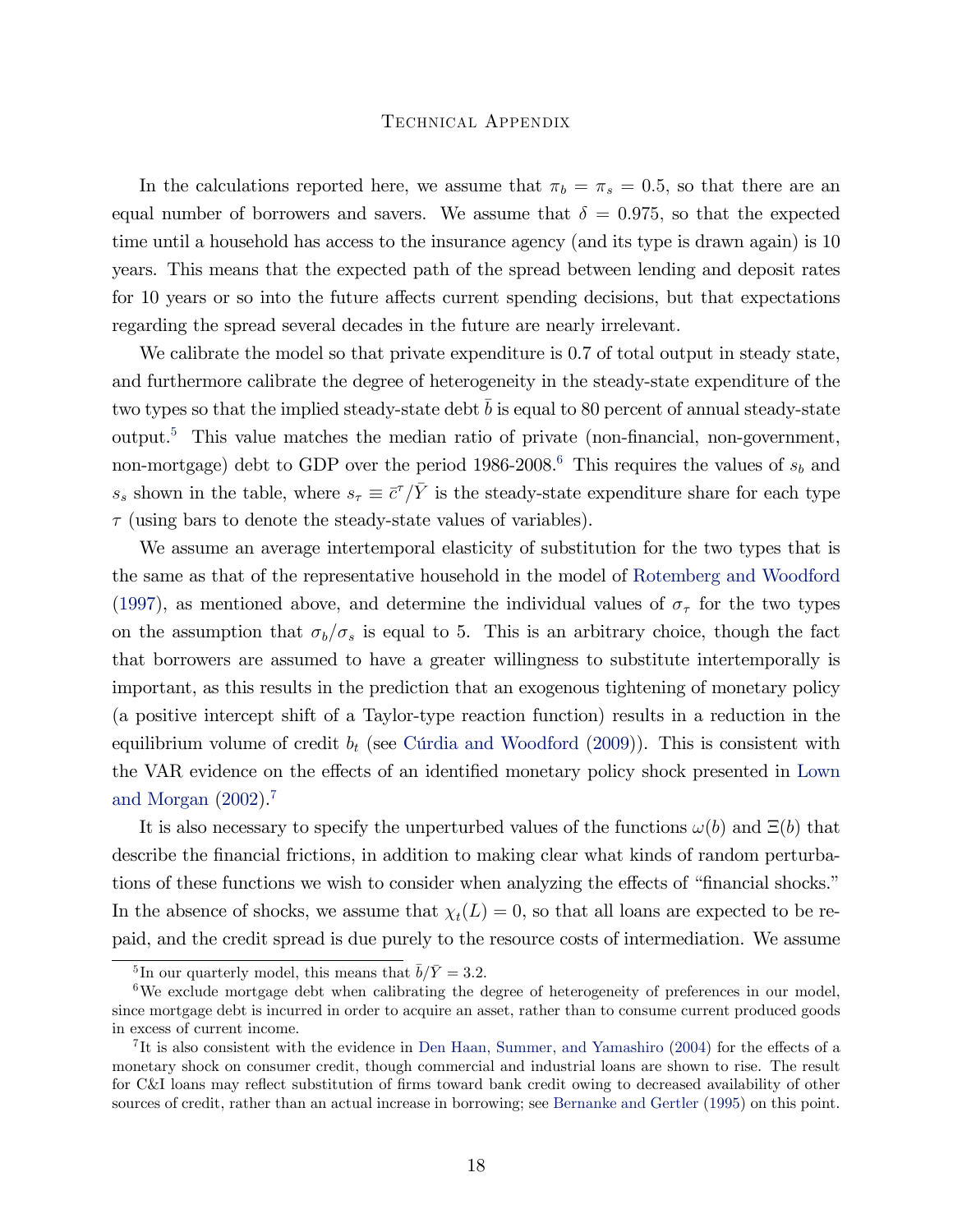In the calculations reported here, we assume that $\pi_b = \pi_s = 0.5$, so that there are an equal number of borrowers and savers. We assume that $\delta = 0.975$, so that the expected time until a household has access to the insurance agency (and its type is drawn again) is 10 years. This means that the expected path of the spread between lending and deposit rates for 10 years or so into the future affects current spending decisions, but that expectations regarding the spread several decades in the future are nearly irrelevant.

We calibrate the model so that private expenditure is 0.7 of total output in steady state, and furthermore calibrate the degree of heterogeneity in the steady-state expenditure of the two types so that the implied steady-state debt $\bar{b}$ is equal to 80 percent of annual steady-state output.[5] This value matches the median ratio of private (non-financial, non-government, non-mortgage) debt to GDP over the period 1986-2008.[6] This requires the values of $s_b$ and $s_s$ shown in the table, where $s_\tau \equiv \bar{c}^\tau/\bar{Y}$ is the steady-state expenditure share for each type $\tau$ (using bars to denote the steady-state values of variables).

We assume an average intertemporal elasticity of substitution for the two types that is the same as that of the representative household in the model of Rotemberg and Woodford (1997), as mentioned above, and determine the individual values of $\sigma_\tau$ for the two types on the assumption that $\sigma_b/\sigma_s$ is equal to 5. This is an arbitrary choice, though the fact that borrowers are assumed to have a greater willingness to substitute intertemporally is important, as this results in the prediction that an exogenous tightening of monetary policy (a positive intercept shift of a Taylor-type reaction function) results in a reduction in the equilibrium volume of credit $b_t$ (see Cúrdia and Woodford (2009)). This is consistent with the VAR evidence on the effects of an identified monetary policy shock presented in Lown and Morgan (2002).[7]

It is also necessary to specify the unperturbed values of the functions $\omega(b)$ and $\Xi(b)$ that describe the financial frictions, in addition to making clear what kinds of random perturbations of these functions we wish to consider when analyzing the effects of "financial shocks." In the absence of shocks, we assume that $\chi_t(L) = 0$, so that all loans are expected to be repaid, and the credit spread is due purely to the resource costs of intermediation. We assume

[5] In our quarterly model, this means that $\bar{b}/\bar{Y} = 3.2$.

[6] We exclude mortgage debt when calibrating the degree of heterogeneity of preferences in our model, since mortgage debt is incurred in order to acquire an asset, rather than to consume current produced goods in excess of current income.

[7] It is also consistent with the evidence in Den Haan, Summer, and Yamashiro (2004) for the effects of a monetary shock on consumer credit, though commercial and industrial loans are shown to rise. The result for C&I loans may reflect substitution of firms toward bank credit owing to decreased availability of other sources of credit, rather than an actual increase in borrowing; see Bernanke and Gertler (1995) on this point.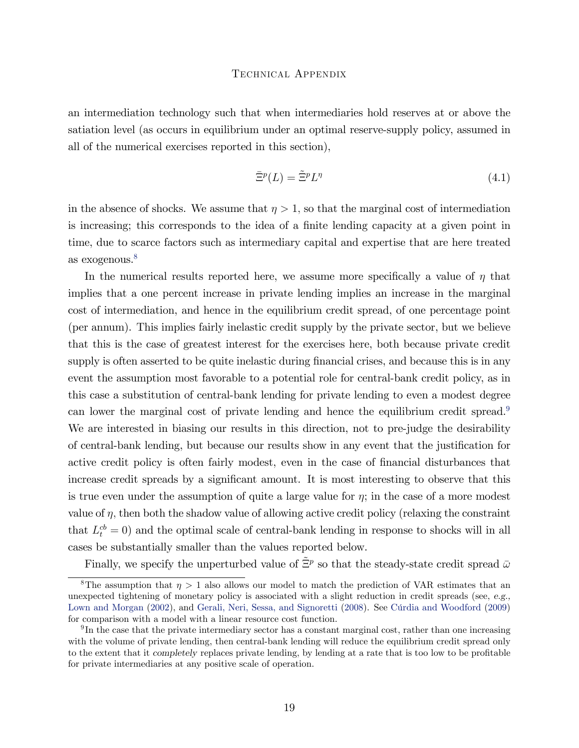an intermediation technology such that when intermediaries hold reserves at or above the satiation level (as occurs in equilibrium under an optimal reserve-supply policy, assumed in all of the numerical exercises reported in this section),

$$\bar{\Xi}^p(L) = \tilde{\Xi}^p L^\eta \tag{4.1}$$

in the absence of shocks. We assume that $\eta > 1$, so that the marginal cost of intermediation is increasing; this corresponds to the idea of a finite lending capacity at a given point in time, due to scarce factors such as intermediary capital and expertise that are here treated as exogenous.[8]

In the numerical results reported here, we assume more specifically a value of $\eta$ that implies that a one percent increase in private lending implies an increase in the marginal cost of intermediation, and hence in the equilibrium credit spread, of one percentage point (per annum). This implies fairly inelastic credit supply by the private sector, but we believe that this is the case of greatest interest for the exercises here, both because private credit supply is often asserted to be quite inelastic during financial crises, and because this is in any event the assumption most favorable to a potential role for central-bank credit policy, as in this case a substitution of central-bank lending for private lending to even a modest degree can lower the marginal cost of private lending and hence the equilibrium credit spread.[9] We are interested in biasing our results in this direction, not to pre-judge the desirability of central-bank lending, but because our results show in any event that the justification for active credit policy is often fairly modest, even in the case of financial disturbances that increase credit spreads by a significant amount. It is most interesting to observe that this is true even under the assumption of quite a large value for $\eta$; in the case of a more modest value of $\eta$, then both the shadow value of allowing active credit policy (relaxing the constraint that $L_t^{cb} = 0$) and the optimal scale of central-bank lending in response to shocks will in all cases be substantially smaller than the values reported below.

Finally, we specify the unperturbed value of $\tilde{\Xi}^p$ so that the steady-state credit spread $\bar{\omega}$

---

[8] The assumption that $\eta > 1$ also allows our model to match the prediction of VAR estimates that an unexpected tightening of monetary policy is associated with a slight reduction in credit spreads (see, *e.g.*, Lown and Morgan (2002), and Gerali, Neri, Sessa, and Signoretti (2008). See Cúrdia and Woodford (2009) for comparison with a model with a linear resource cost function.

[9] In the case that the private intermediary sector has a constant marginal cost, rather than one increasing with the volume of private lending, then central-bank lending will reduce the equilibrium credit spread only to the extent that it *completely* replaces private lending, by lending at a rate that is too low to be profitable for private intermediaries at any positive scale of operation.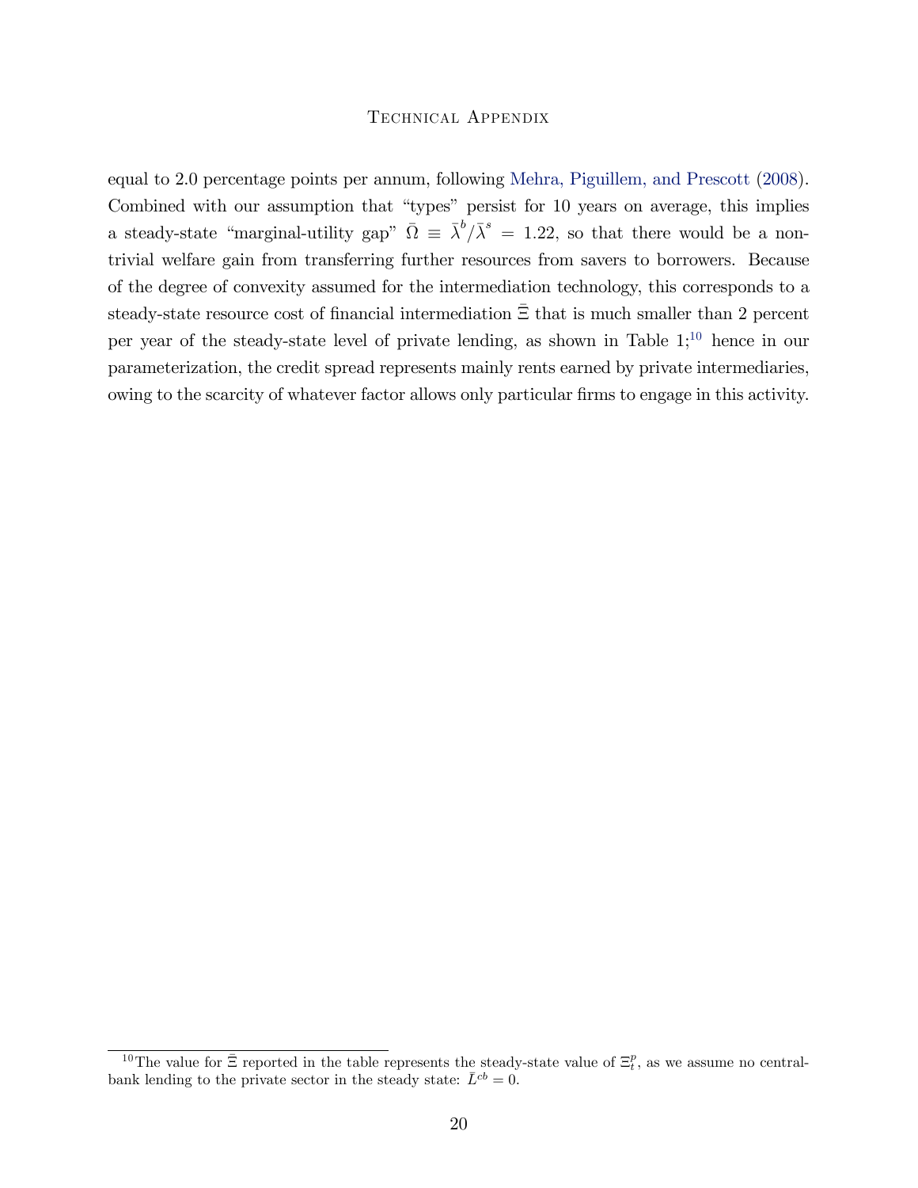equal to 2.0 percentage points per annum, following Mehra, Piguillem, and Prescott (2008). Combined with our assumption that "types" persist for 10 years on average, this implies a steady-state "marginal-utility gap" $\bar{\Omega} \equiv \bar{\lambda}^b/\bar{\lambda}^s = 1.22$, so that there would be a non-trivial welfare gain from transferring further resources from savers to borrowers. Because of the degree of convexity assumed for the intermediation technology, this corresponds to a steady-state resource cost of financial intermediation $\bar{\Xi}$ that is much smaller than 2 percent per year of the steady-state level of private lending, as shown in Table 1;[10] hence in our parameterization, the credit spread represents mainly rents earned by private intermediaries, owing to the scarcity of whatever factor allows only particular firms to engage in this activity.

---

[10] The value for $\bar{\Xi}$ reported in the table represents the steady-state value of $\Xi_t^p$, as we assume no central-bank lending to the private sector in the steady state: $\bar{L}^{cb} = 0$.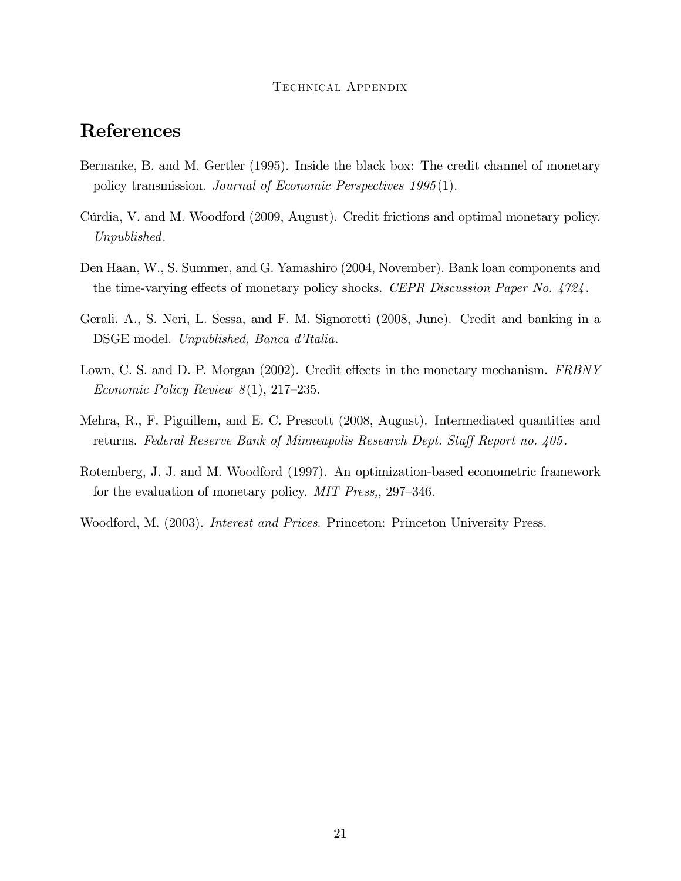# References

Bernanke, B. and M. Gertler (1995). Inside the black box: The credit channel of monetary policy transmission. *Journal of Economic Perspectives 1995*(1).

Cúrdia, V. and M. Woodford (2009, August). Credit frictions and optimal monetary policy. *Unpublished*.

Den Haan, W., S. Summer, and G. Yamashiro (2004, November). Bank loan components and the time-varying effects of monetary policy shocks. *CEPR Discussion Paper No. 4724*.

Gerali, A., S. Neri, L. Sessa, and F. M. Signoretti (2008, June). Credit and banking in a DSGE model. *Unpublished, Banca d'Italia*.

Lown, C. S. and D. P. Morgan (2002). Credit effects in the monetary mechanism. *FRBNY Economic Policy Review 8*(1), 217–235.

Mehra, R., F. Piguillem, and E. C. Prescott (2008, August). Intermediated quantities and returns. *Federal Reserve Bank of Minneapolis Research Dept. Staff Report no. 405*.

Rotemberg, J. J. and M. Woodford (1997). An optimization-based econometric framework for the evaluation of monetary policy. *MIT Press,*, 297–346.

Woodford, M. (2003). *Interest and Prices*. Princeton: Princeton University Press.